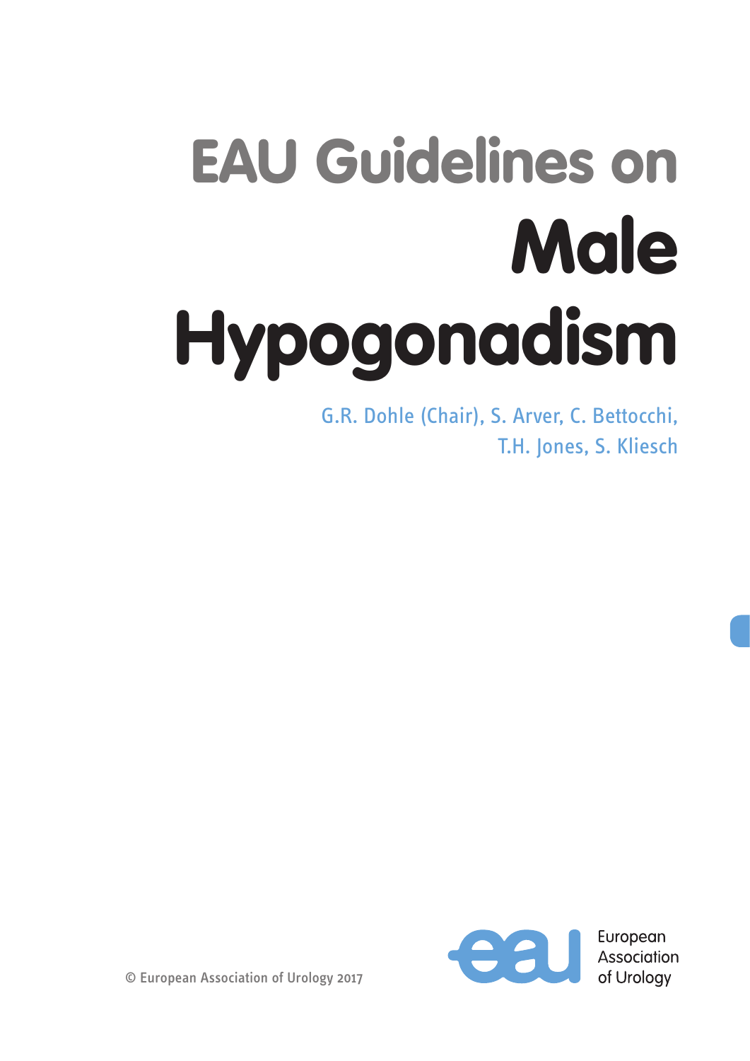# EAU Guidelines on Male Hypogonadism

G.R. Dohle (Chair), S. Arver, C. Bettocchi, T.H. Jones, S. Kliesch

European Association of Urology

© European Association of Urology 2017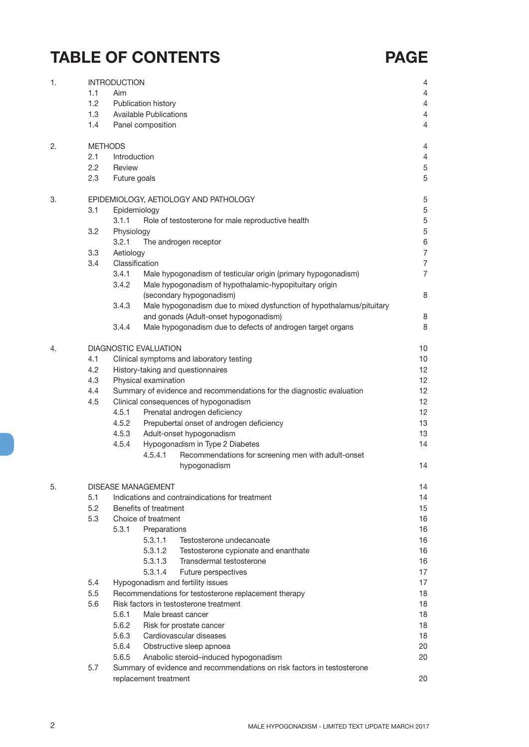# TABLE OF CONTENTS

| | | PAGE |
|---|---|---|
| 1. | INTRODUCTION | 4 |
| | 1.1 Aim | 4 |
| | 1.2 Publication history | 4 |
| | 1.3 Available Publications | 4 |
| | 1.4 Panel composition | 4 |
| 2. | METHODS | 4 |
| | 2.1 Introduction | 4 |
| | 2.2 Review | 5 |
| | 2.3 Future goals | 5 |
| 3. | EPIDEMIOLOGY, AETIOLOGY AND PATHOLOGY | 5 |
| | 3.1 Epidemiology | 5 |
| | 3.1.1 Role of testosterone for male reproductive health | 5 |
| | 3.2 Physiology | 5 |
| | 3.2.1 The androgen receptor | 6 |
| | 3.3 Aetiology | 7 |
| | 3.4 Classification | 7 |
| | 3.4.1 Male hypogonadism of testicular origin (primary hypogonadism) | 7 |
| | 3.4.2 Male hypogonadism of hypothalamic-hypopituitary origin (secondary hypogonadism) | 8 |
| | 3.4.3 Male hypogonadism due to mixed dysfunction of hypothalamus/pituitary and gonads (Adult-onset hypogonadism) | 8 |
| | 3.4.4 Male hypogonadism due to defects of androgen target organs | 8 |
| 4. | DIAGNOSTIC EVALUATION | 10 |
| | 4.1 Clinical symptoms and laboratory testing | 10 |
| | 4.2 History-taking and questionnaires | 12 |
| | 4.3 Physical examination | 12 |
| | 4.4 Summary of evidence and recommendations for the diagnostic evaluation | 12 |
| | 4.5 Clinical consequences of hypogonadism | 12 |
| | 4.5.1 Prenatal androgen deficiency | 12 |
| | 4.5.2 Prepubertal onset of androgen deficiency | 13 |
| | 4.5.3 Adult-onset hypogonadism | 13 |
| | 4.5.4 Hypogonadism in Type 2 Diabetes | 14 |
| | 4.5.4.1 Recommendations for screening men with adult-onset hypogonadism | 14 |
| 5. | DISEASE MANAGEMENT | 14 |
| | 5.1 Indications and contraindications for treatment | 14 |
| | 5.2 Benefits of treatment | 15 |
| | 5.3 Choice of treatment | 16 |
| | 5.3.1 Preparations | 16 |
| | 5.3.1.1 Testosterone undecanoate | 16 |
| | 5.3.1.2 Testosterone cypionate and enanthate | 16 |
| | 5.3.1.3 Transdermal testosterone | 16 |
| | 5.3.1.4 Future perspectives | 17 |
| | 5.4 Hypogonadism and fertility issues | 17 |
| | 5.5 Recommendations for testosterone replacement therapy | 18 |
| | 5.6 Risk factors in testosterone treatment | 18 |
| | 5.6.1 Male breast cancer | 18 |
| | 5.6.2 Risk for prostate cancer | 18 |
| | 5.6.3 Cardiovascular diseases | 18 |
| | 5.6.4 Obstructive sleep apnoea | 20 |
| | 5.6.5 Anabolic steroid–induced hypogonadism | 20 |
| | 5.7 Summary of evidence and recommendations on risk factors in testosterone replacement treatment | 20 |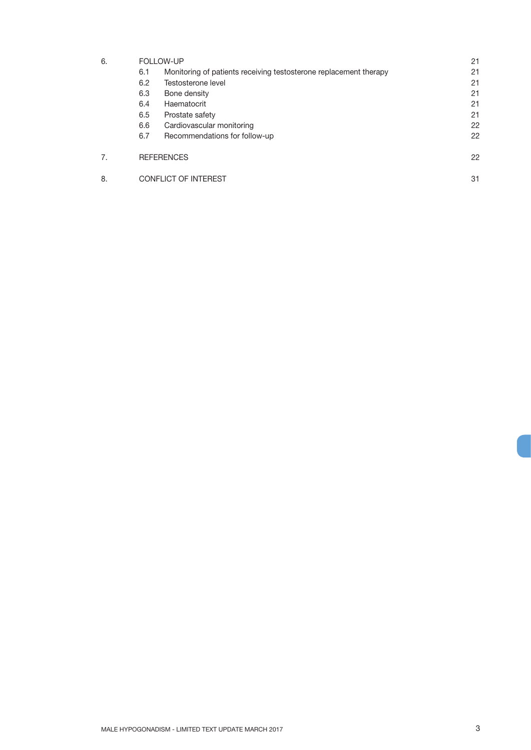| | | | |
|---|---|---|---|
| 6. | FOLLOW-UP | | 21 |
| | 6.1 | Monitoring of patients receiving testosterone replacement therapy | 21 |
| | 6.2 | Testosterone level | 21 |
| | 6.3 | Bone density | 21 |
| | 6.4 | Haematocrit | 21 |
| | 6.5 | Prostate safety | 21 |
| | 6.6 | Cardiovascular monitoring | 22 |
| | 6.7 | Recommendations for follow-up | 22 |
| 7. | REFERENCES | | 22 |
| 8. | CONFLICT OF INTEREST | | 31 |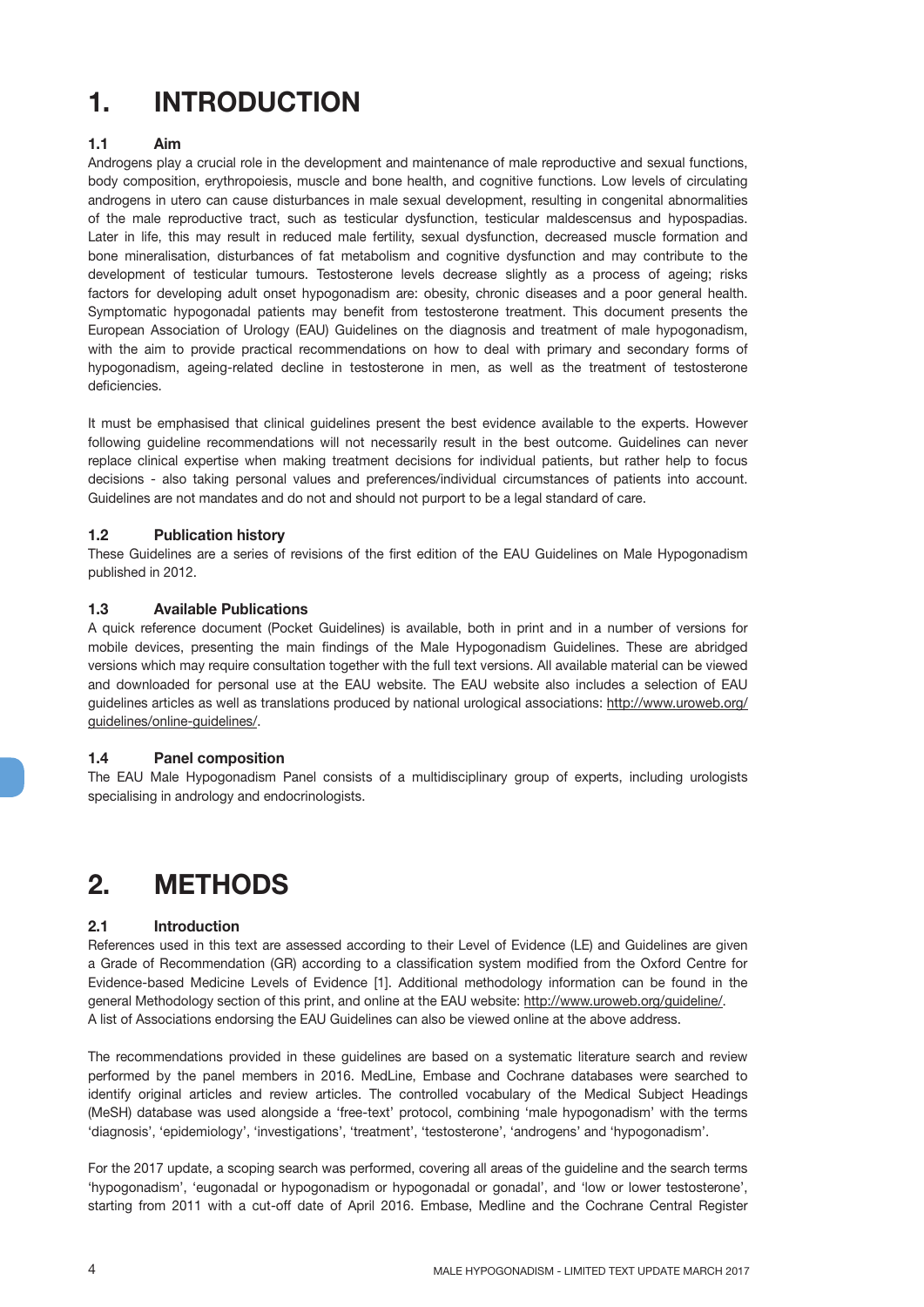# 1. INTRODUCTION

## 1.1 Aim

Androgens play a crucial role in the development and maintenance of male reproductive and sexual functions, body composition, erythropoiesis, muscle and bone health, and cognitive functions. Low levels of circulating androgens in utero can cause disturbances in male sexual development, resulting in congenital abnormalities of the male reproductive tract, such as testicular dysfunction, testicular maldescensus and hypospadias. Later in life, this may result in reduced male fertility, sexual dysfunction, decreased muscle formation and bone mineralisation, disturbances of fat metabolism and cognitive dysfunction and may contribute to the development of testicular tumours. Testosterone levels decrease slightly as a process of ageing; risks factors for developing adult onset hypogonadism are: obesity, chronic diseases and a poor general health. Symptomatic hypogonadal patients may benefit from testosterone treatment. This document presents the European Association of Urology (EAU) Guidelines on the diagnosis and treatment of male hypogonadism, with the aim to provide practical recommendations on how to deal with primary and secondary forms of hypogonadism, ageing-related decline in testosterone in men, as well as the treatment of testosterone deficiencies.

It must be emphasised that clinical guidelines present the best evidence available to the experts. However following guideline recommendations will not necessarily result in the best outcome. Guidelines can never replace clinical expertise when making treatment decisions for individual patients, but rather help to focus decisions - also taking personal values and preferences/individual circumstances of patients into account. Guidelines are not mandates and do not and should not purport to be a legal standard of care.

## 1.2 Publication history

These Guidelines are a series of revisions of the first edition of the EAU Guidelines on Male Hypogonadism published in 2012.

## 1.3 Available Publications

A quick reference document (Pocket Guidelines) is available, both in print and in a number of versions for mobile devices, presenting the main findings of the Male Hypogonadism Guidelines. These are abridged versions which may require consultation together with the full text versions. All available material can be viewed and downloaded for personal use at the EAU website. The EAU website also includes a selection of EAU guidelines articles as well as translations produced by national urological associations: http://www.uroweb.org/guidelines/online-guidelines/.

## 1.4 Panel composition

The EAU Male Hypogonadism Panel consists of a multidisciplinary group of experts, including urologists specialising in andrology and endocrinologists.

# 2. METHODS

## 2.1 Introduction

References used in this text are assessed according to their Level of Evidence (LE) and Guidelines are given a Grade of Recommendation (GR) according to a classification system modified from the Oxford Centre for Evidence-based Medicine Levels of Evidence [1]. Additional methodology information can be found in the general Methodology section of this print, and online at the EAU website: http://www.uroweb.org/guideline/. A list of Associations endorsing the EAU Guidelines can also be viewed online at the above address.

The recommendations provided in these guidelines are based on a systematic literature search and review performed by the panel members in 2016. MedLine, Embase and Cochrane databases were searched to identify original articles and review articles. The controlled vocabulary of the Medical Subject Headings (MeSH) database was used alongside a 'free-text' protocol, combining 'male hypogonadism' with the terms 'diagnosis', 'epidemiology', 'investigations', 'treatment', 'testosterone', 'androgens' and 'hypogonadism'.

For the 2017 update, a scoping search was performed, covering all areas of the guideline and the search terms 'hypogonadism', 'eugonadal or hypogonadism or hypogonadal or gonadal', and 'low or lower testosterone', starting from 2011 with a cut-off date of April 2016. Embase, Medline and the Cochrane Central Register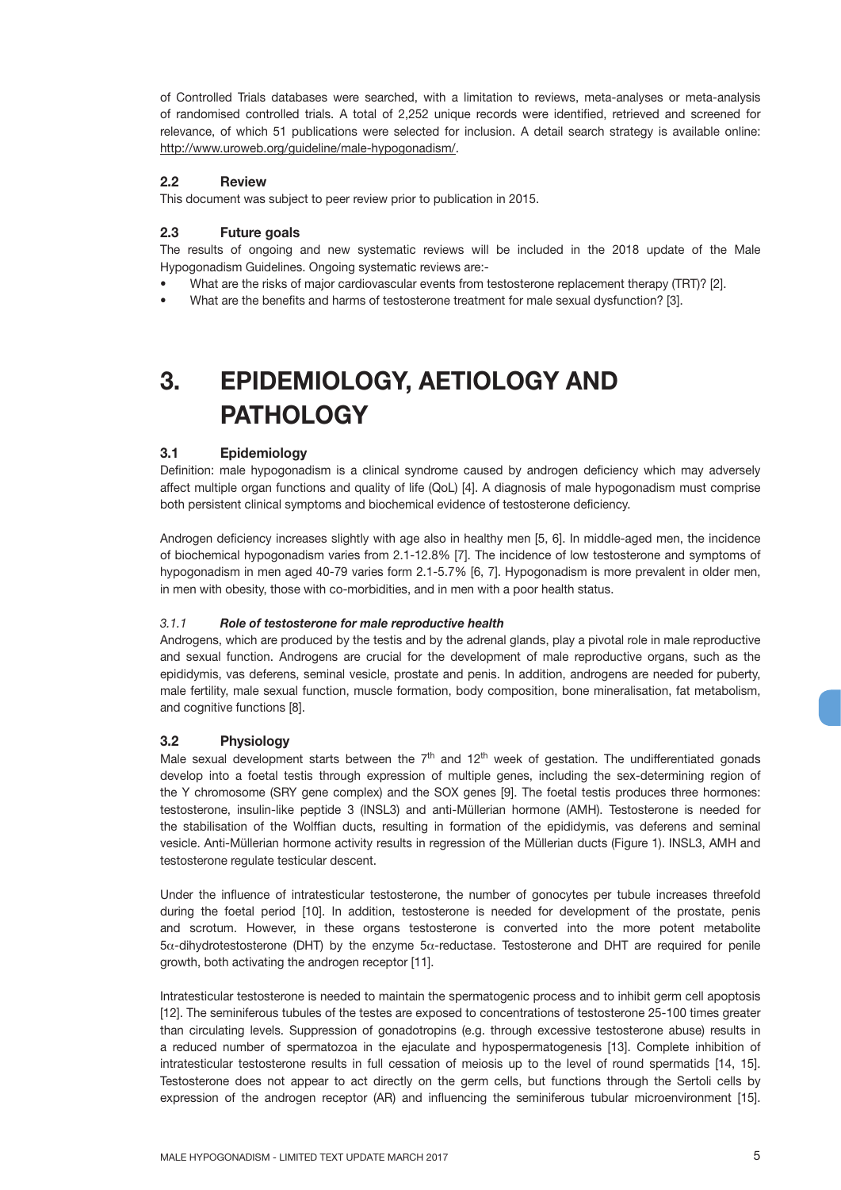of Controlled Trials databases were searched, with a limitation to reviews, meta-analyses or meta-analysis of randomised controlled trials. A total of 2,252 unique records were identified, retrieved and screened for relevance, of which 51 publications were selected for inclusion. A detail search strategy is available online: http://www.uroweb.org/guideline/male-hypogonadism/.

### 2.2 Review

This document was subject to peer review prior to publication in 2015.

### 2.3 Future goals

The results of ongoing and new systematic reviews will be included in the 2018 update of the Male Hypogonadism Guidelines. Ongoing systematic reviews are:-

- What are the risks of major cardiovascular events from testosterone replacement therapy (TRT)? [2].
- What are the benefits and harms of testosterone treatment for male sexual dysfunction? [3].

# 3. EPIDEMIOLOGY, AETIOLOGY AND PATHOLOGY

### 3.1 Epidemiology

Definition: male hypogonadism is a clinical syndrome caused by androgen deficiency which may adversely affect multiple organ functions and quality of life (QoL) [4]. A diagnosis of male hypogonadism must comprise both persistent clinical symptoms and biochemical evidence of testosterone deficiency.

Androgen deficiency increases slightly with age also in healthy men [5, 6]. In middle-aged men, the incidence of biochemical hypogonadism varies from 2.1-12.8% [7]. The incidence of low testosterone and symptoms of hypogonadism in men aged 40-79 varies form 2.1-5.7% [6, 7]. Hypogonadism is more prevalent in older men, in men with obesity, those with co-morbidities, and in men with a poor health status.

#### *3.1.1 Role of testosterone for male reproductive health*

Androgens, which are produced by the testis and by the adrenal glands, play a pivotal role in male reproductive and sexual function. Androgens are crucial for the development of male reproductive organs, such as the epididymis, vas deferens, seminal vesicle, prostate and penis. In addition, androgens are needed for puberty, male fertility, male sexual function, muscle formation, body composition, bone mineralisation, fat metabolism, and cognitive functions [8].

### 3.2 Physiology

Male sexual development starts between the 7th and 12th week of gestation. The undifferentiated gonads develop into a foetal testis through expression of multiple genes, including the sex-determining region of the Y chromosome (SRY gene complex) and the SOX genes [9]. The foetal testis produces three hormones: testosterone, insulin-like peptide 3 (INSL3) and anti-Müllerian hormone (AMH). Testosterone is needed for the stabilisation of the Wolffian ducts, resulting in formation of the epididymis, vas deferens and seminal vesicle. Anti-Müllerian hormone activity results in regression of the Müllerian ducts (Figure 1). INSL3, AMH and testosterone regulate testicular descent.

Under the influence of intratesticular testosterone, the number of gonocytes per tubule increases threefold during the foetal period [10]. In addition, testosterone is needed for development of the prostate, penis and scrotum. However, in these organs testosterone is converted into the more potent metabolite $5\alpha$-dihydrotestosterone (DHT) by the enzyme $5\alpha$-reductase. Testosterone and DHT are required for penile growth, both activating the androgen receptor [11].

Intratesticular testosterone is needed to maintain the spermatogenic process and to inhibit germ cell apoptosis [12]. The seminiferous tubules of the testes are exposed to concentrations of testosterone 25-100 times greater than circulating levels. Suppression of gonadotropins (e.g. through excessive testosterone abuse) results in a reduced number of spermatozoa in the ejaculate and hypospermatogenesis [13]. Complete inhibition of intratesticular testosterone results in full cessation of meiosis up to the level of round spermatids [14, 15]. Testosterone does not appear to act directly on the germ cells, but functions through the Sertoli cells by expression of the androgen receptor (AR) and influencing the seminiferous tubular microenvironment [15].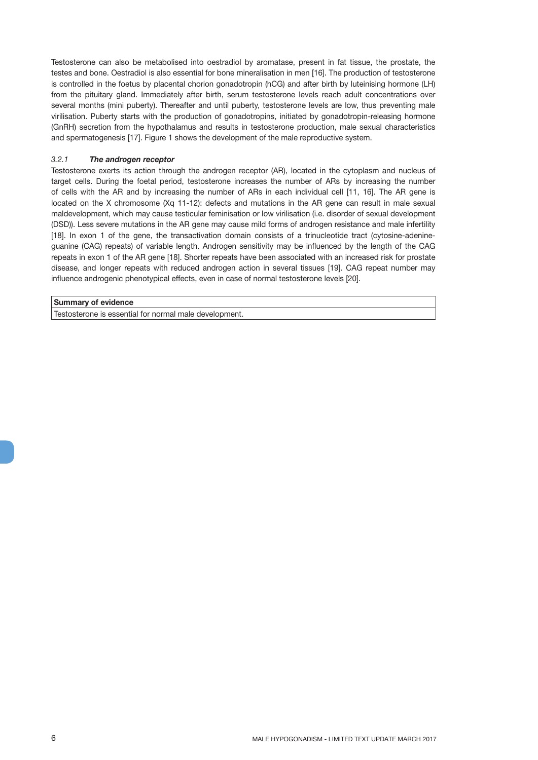Testosterone can also be metabolised into oestradiol by aromatase, present in fat tissue, the prostate, the testes and bone. Oestradiol is also essential for bone mineralisation in men [16]. The production of testosterone is controlled in the foetus by placental chorion gonadotropin (hCG) and after birth by luteinising hormone (LH) from the pituitary gland. Immediately after birth, serum testosterone levels reach adult concentrations over several months (mini puberty). Thereafter and until puberty, testosterone levels are low, thus preventing male virilisation. Puberty starts with the production of gonadotropins, initiated by gonadotropin-releasing hormone (GnRH) secretion from the hypothalamus and results in testosterone production, male sexual characteristics and spermatogenesis [17]. Figure 1 shows the development of the male reproductive system.

### *3.2.1* ***The androgen receptor***

Testosterone exerts its action through the androgen receptor (AR), located in the cytoplasm and nucleus of target cells. During the foetal period, testosterone increases the number of ARs by increasing the number of cells with the AR and by increasing the number of ARs in each individual cell [11, 16]. The AR gene is located on the X chromosome (Xq 11-12): defects and mutations in the AR gene can result in male sexual maldevelopment, which may cause testicular feminisation or low virilisation (i.e. disorder of sexual development (DSD)). Less severe mutations in the AR gene may cause mild forms of androgen resistance and male infertility [18]. In exon 1 of the gene, the transactivation domain consists of a trinucleotide tract (cytosine-adenine-guanine (CAG) repeats) of variable length. Androgen sensitivity may be influenced by the length of the CAG repeats in exon 1 of the AR gene [18]. Shorter repeats have been associated with an increased risk for prostate disease, and longer repeats with reduced androgen action in several tissues [19]. CAG repeat number may influence androgenic phenotypical effects, even in case of normal testosterone levels [20].

| Summary of evidence |
| --- |
| Testosterone is essential for normal male development. |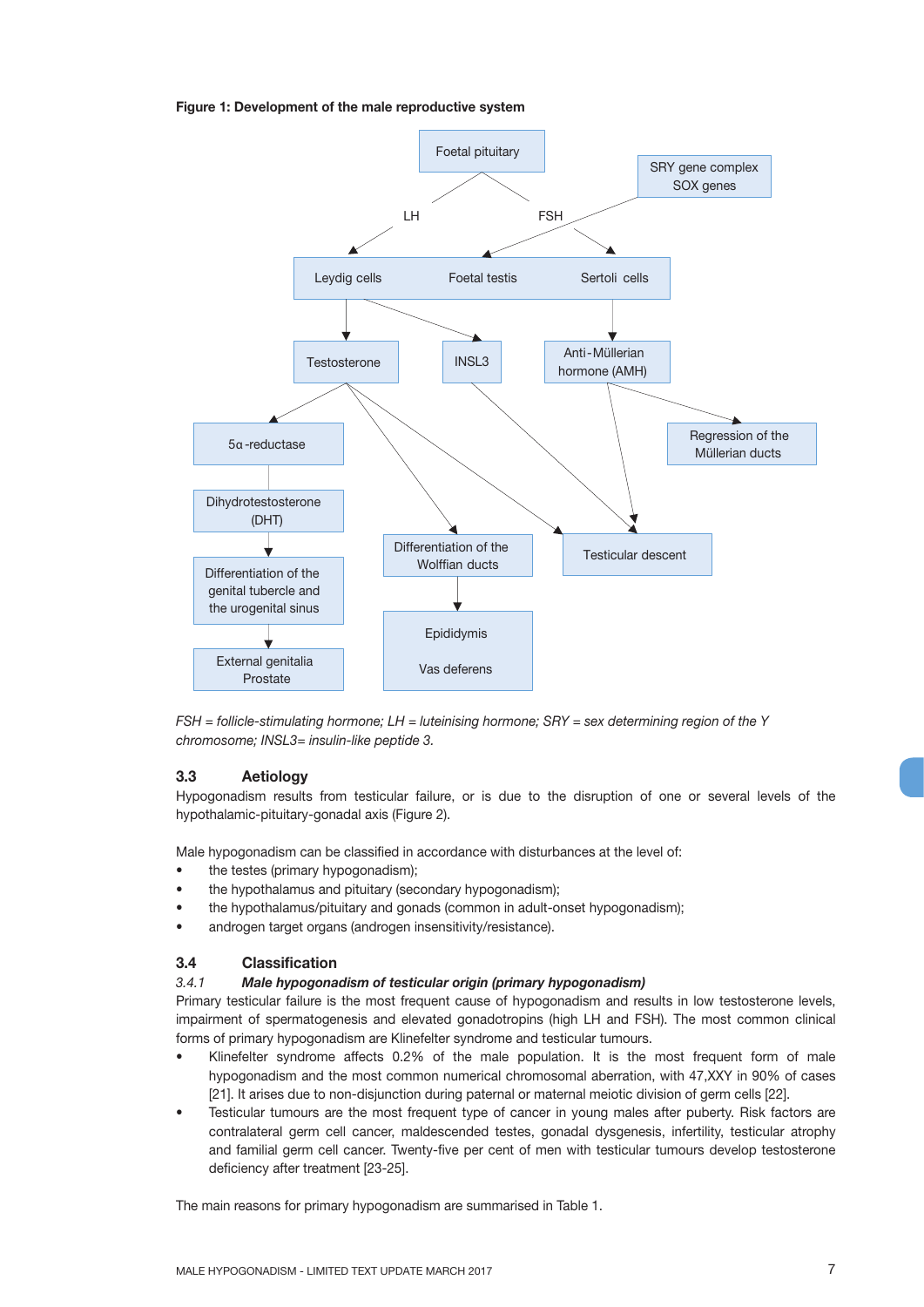**Figure 1: Development of the male reproductive system**

Foetal pituitary

LH

FSH

SRY gene complex
SOX genes

Leydig cells

Foetal testis

Sertoli cells

Testosterone

INSL3

Anti-Müllerian hormone (AMH)

5α-reductase

Regression of the Müllerian ducts

Dihydrotestosterone (DHT)

Differentiation of the genital tubercle and the urogenital sinus

Differentiation of the Wolffian ducts

Testicular descent

External genitalia
Prostate

Epididymis

Vas deferens

*FSH = follicle-stimulating hormone; LH = luteinising hormone; SRY = sex determining region of the Y chromosome; INSL3= insulin-like peptide 3.*

### 3.3 Aetiology

Hypogonadism results from testicular failure, or is due to the disruption of one or several levels of the hypothalamic-pituitary-gonadal axis (Figure 2).

Male hypogonadism can be classified in accordance with disturbances at the level of:

- the testes (primary hypogonadism);
- the hypothalamus and pituitary (secondary hypogonadism);
- the hypothalamus/pituitary and gonads (common in adult-onset hypogonadism);
- androgen target organs (androgen insensitivity/resistance).

### 3.4 Classification

#### *3.4.1 Male hypogonadism of testicular origin (primary hypogonadism)*

Primary testicular failure is the most frequent cause of hypogonadism and results in low testosterone levels, impairment of spermatogenesis and elevated gonadotropins (high LH and FSH). The most common clinical forms of primary hypogonadism are Klinefelter syndrome and testicular tumours.

- Klinefelter syndrome affects 0.2% of the male population. It is the most frequent form of male hypogonadism and the most common numerical chromosomal aberration, with 47,XXY in 90% of cases [21]. It arises due to non-disjunction during paternal or maternal meiotic division of germ cells [22].
- Testicular tumours are the most frequent type of cancer in young males after puberty. Risk factors are contralateral germ cell cancer, maldescended testes, gonadal dysgenesis, infertility, testicular atrophy and familial germ cell cancer. Twenty-five per cent of men with testicular tumours develop testosterone deficiency after treatment [23-25].

The main reasons for primary hypogonadism are summarised in Table 1.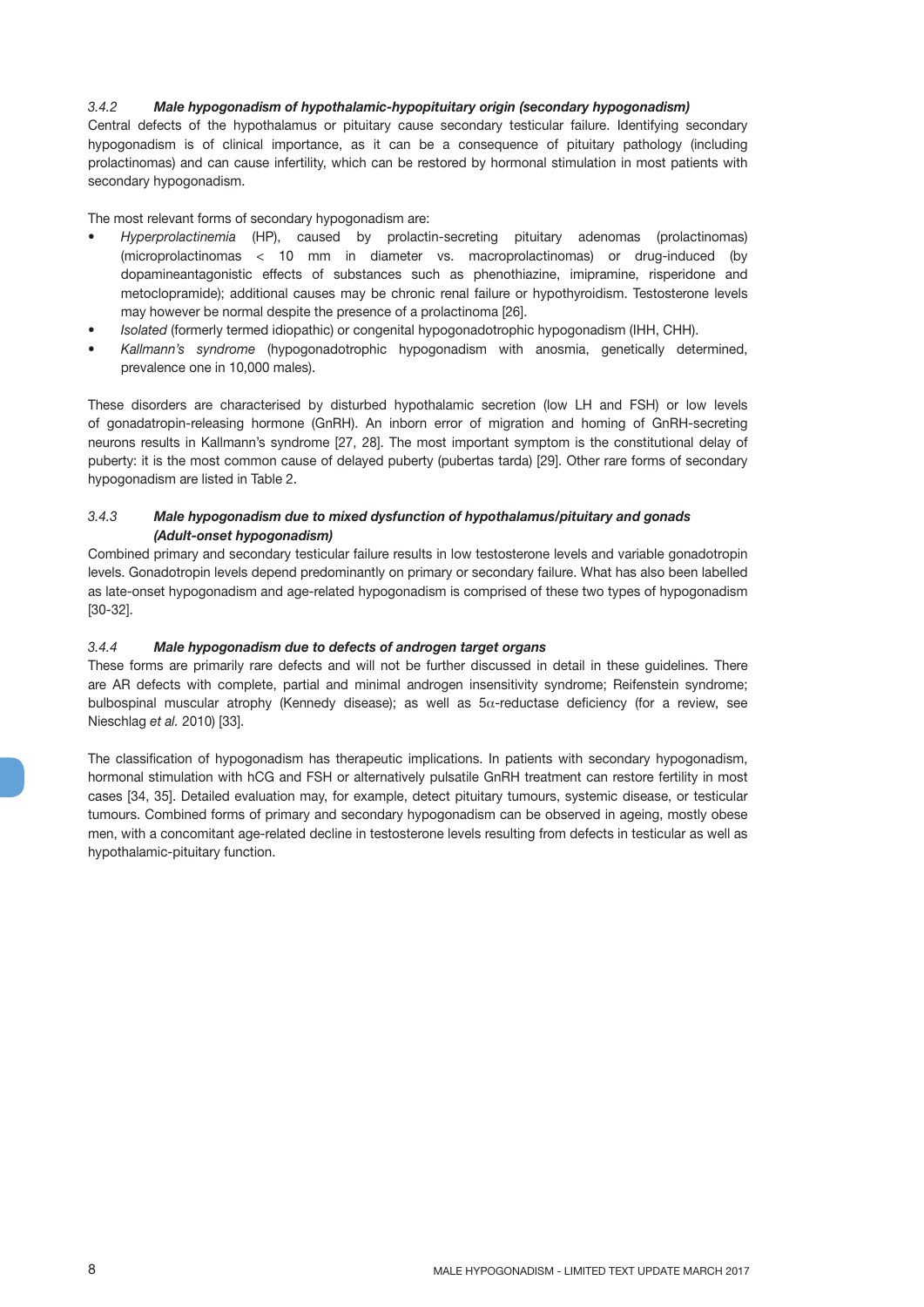### 3.4.2 *Male hypogonadism of hypothalamic-hypopituitary origin (secondary hypogonadism)*

Central defects of the hypothalamus or pituitary cause secondary testicular failure. Identifying secondary hypogonadism is of clinical importance, as it can be a consequence of pituitary pathology (including prolactinomas) and can cause infertility, which can be restored by hormonal stimulation in most patients with secondary hypogonadism.

The most relevant forms of secondary hypogonadism are:

- *Hyperprolactinemia* (HP), caused by prolactin-secreting pituitary adenomas (prolactinomas) (microprolactinomas < 10 mm in diameter vs. macroprolactinomas) or drug-induced (by dopamineantagonistic effects of substances such as phenothiazine, imipramine, risperidone and metoclopramide); additional causes may be chronic renal failure or hypothyroidism. Testosterone levels may however be normal despite the presence of a prolactinoma [26].
- *Isolated* (formerly termed idiopathic) or congenital hypogonadotrophic hypogonadism (IHH, CHH).
- *Kallmann's syndrome* (hypogonadotrophic hypogonadism with anosmia, genetically determined, prevalence one in 10,000 males).

These disorders are characterised by disturbed hypothalamic secretion (low LH and FSH) or low levels of gonadatropin-releasing hormone (GnRH). An inborn error of migration and homing of GnRH-secreting neurons results in Kallmann's syndrome [27, 28]. The most important symptom is the constitutional delay of puberty: it is the most common cause of delayed puberty (pubertas tarda) [29]. Other rare forms of secondary hypogonadism are listed in Table 2.

### 3.4.3 *Male hypogonadism due to mixed dysfunction of hypothalamus/pituitary and gonads (Adult-onset hypogonadism)*

Combined primary and secondary testicular failure results in low testosterone levels and variable gonadotropin levels. Gonadotropin levels depend predominantly on primary or secondary failure. What has also been labelled as late-onset hypogonadism and age-related hypogonadism is comprised of these two types of hypogonadism [30-32].

### 3.4.4 *Male hypogonadism due to defects of androgen target organs*

These forms are primarily rare defects and will not be further discussed in detail in these guidelines. There are AR defects with complete, partial and minimal androgen insensitivity syndrome; Reifenstein syndrome; bulbospinal muscular atrophy (Kennedy disease); as well as 5$\alpha$-reductase deficiency (for a review, see Nieschlag *et al.* 2010) [33].

The classification of hypogonadism has therapeutic implications. In patients with secondary hypogonadism, hormonal stimulation with hCG and FSH or alternatively pulsatile GnRH treatment can restore fertility in most cases [34, 35]. Detailed evaluation may, for example, detect pituitary tumours, systemic disease, or testicular tumours. Combined forms of primary and secondary hypogonadism can be observed in ageing, mostly obese men, with a concomitant age-related decline in testosterone levels resulting from defects in testicular as well as hypothalamic-pituitary function.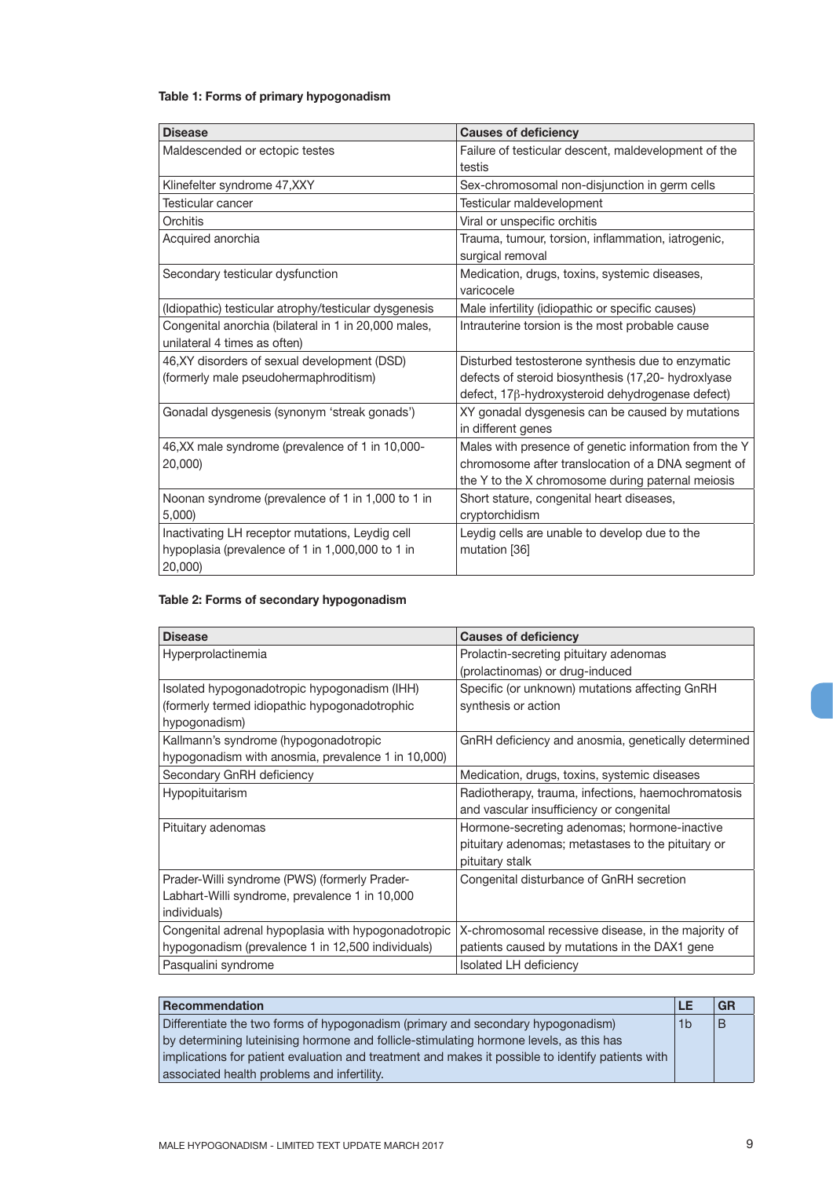**Table 1: Forms of primary hypogonadism**

| Disease | Causes of deficiency |
|---|---|
| Maldescended or ectopic testes | Failure of testicular descent, maldevelopment of the testis |
| Klinefelter syndrome 47,XXY | Sex-chromosomal non-disjunction in germ cells |
| Testicular cancer | Testicular maldevelopment |
| Orchitis | Viral or unspecific orchitis |
| Acquired anorchia | Trauma, tumour, torsion, inflammation, iatrogenic, surgical removal |
| Secondary testicular dysfunction | Medication, drugs, toxins, systemic diseases, varicocele |
| (Idiopathic) testicular atrophy/testicular dysgenesis | Male infertility (idiopathic or specific causes) |
| Congenital anorchia (bilateral in 1 in 20,000 males, unilateral 4 times as often) | Intrauterine torsion is the most probable cause |
| 46,XY disorders of sexual development (DSD) (formerly male pseudohermaphroditism) | Disturbed testosterone synthesis due to enzymatic defects of steroid biosynthesis (17,20- hydroxylase defect, 17β-hydroxysteroid dehydrogenase defect) |
| Gonadal dysgenesis (synonym 'streak gonads') | XY gonadal dysgenesis can be caused by mutations in different genes |
| 46,XX male syndrome (prevalence of 1 in 10,000-20,000) | Males with presence of genetic information from the Y chromosome after translocation of a DNA segment of the Y to the X chromosome during paternal meiosis |
| Noonan syndrome (prevalence of 1 in 1,000 to 1 in 5,000) | Short stature, congenital heart diseases, cryptorchidism |
| Inactivating LH receptor mutations, Leydig cell hypoplasia (prevalence of 1 in 1,000,000 to 1 in 20,000) | Leydig cells are unable to develop due to the mutation [36] |

**Table 2: Forms of secondary hypogonadism**

| Disease | Causes of deficiency |
|---|---|
| Hyperprolactinemia | Prolactin-secreting pituitary adenomas (prolactinomas) or drug-induced |
| Isolated hypogonadotropic hypogonadism (IHH) (formerly termed idiopathic hypogonadotrophic hypogonadism) | Specific (or unknown) mutations affecting GnRH synthesis or action |
| Kallmann's syndrome (hypogonadotropic hypogonadism with anosmia, prevalence 1 in 10,000) | GnRH deficiency and anosmia, genetically determined |
| Secondary GnRH deficiency | Medication, drugs, toxins, systemic diseases |
| Hypopituitarism | Radiotherapy, trauma, infections, haemochromatosis and vascular insufficiency or congenital |
| Pituitary adenomas | Hormone-secreting adenomas; hormone-inactive pituitary adenomas; metastases to the pituitary or pituitary stalk |
| Prader-Willi syndrome (PWS) (formerly Prader-Labhart-Willi syndrome, prevalence 1 in 10,000 individuals) | Congenital disturbance of GnRH secretion |
| Congenital adrenal hypoplasia with hypogonadotropic hypogonadism (prevalence 1 in 12,500 individuals) | X-chromosomal recessive disease, in the majority of patients caused by mutations in the DAX1 gene |
| Pasqualini syndrome | Isolated LH deficiency |

| Recommendation | LE | GR |
|---|---|---|
| Differentiate the two forms of hypogonadism (primary and secondary hypogonadism) by determining luteinising hormone and follicle-stimulating hormone levels, as this has implications for patient evaluation and treatment and makes it possible to identify patients with associated health problems and infertility. | 1b | B |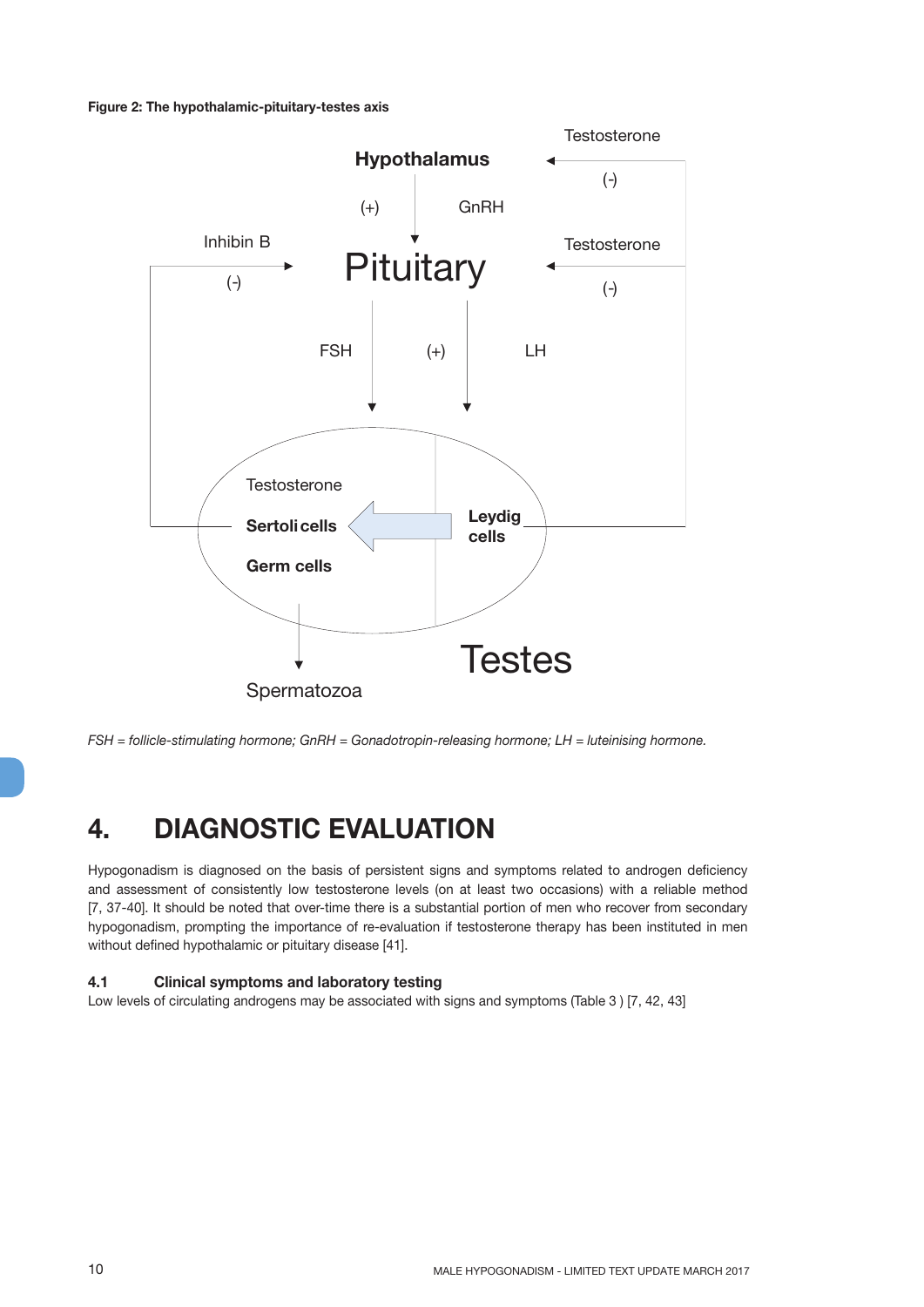**Figure 2: The hypothalamic-pituitary-testes axis**

*FSH = follicle-stimulating hormone; GnRH = Gonadotropin-releasing hormone; LH = luteinising hormone.*

# 4. DIAGNOSTIC EVALUATION

Hypogonadism is diagnosed on the basis of persistent signs and symptoms related to androgen deficiency and assessment of consistently low testosterone levels (on at least two occasions) with a reliable method [7, 37-40]. It should be noted that over-time there is a substantial portion of men who recover from secondary hypogonadism, prompting the importance of re-evaluation if testosterone therapy has been instituted in men without defined hypothalamic or pituitary disease [41].

## 4.1 Clinical symptoms and laboratory testing

Low levels of circulating androgens may be associated with signs and symptoms (Table 3 ) [7, 42, 43]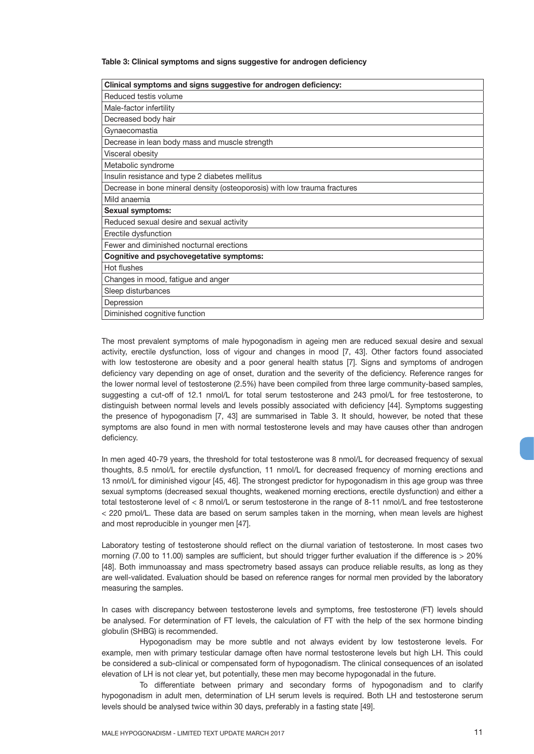**Table 3: Clinical symptoms and signs suggestive for androgen deficiency**

| **Clinical symptoms and signs suggestive for androgen deficiency:** |
|---|
| Reduced testis volume |
| Male-factor infertility |
| Decreased body hair |
| Gynaecomastia |
| Decrease in lean body mass and muscle strength |
| Visceral obesity |
| Metabolic syndrome |
| Insulin resistance and type 2 diabetes mellitus |
| Decrease in bone mineral density (osteoporosis) with low trauma fractures |
| Mild anaemia |
| **Sexual symptoms:** |
| Reduced sexual desire and sexual activity |
| Erectile dysfunction |
| Fewer and diminished nocturnal erections |
| **Cognitive and psychovegetative symptoms:** |
| Hot flushes |
| Changes in mood, fatigue and anger |
| Sleep disturbances |
| Depression |
| Diminished cognitive function |

The most prevalent symptoms of male hypogonadism in ageing men are reduced sexual desire and sexual activity, erectile dysfunction, loss of vigour and changes in mood [7, 43]. Other factors found associated with low testosterone are obesity and a poor general health status [7]. Signs and symptoms of androgen deficiency vary depending on age of onset, duration and the severity of the deficiency. Reference ranges for the lower normal level of testosterone (2.5%) have been compiled from three large community-based samples, suggesting a cut-off of 12.1 nmol/L for total serum testosterone and 243 pmol/L for free testosterone, to distinguish between normal levels and levels possibly associated with deficiency [44]. Symptoms suggesting the presence of hypogonadism [7, 43] are summarised in Table 3. It should, however, be noted that these symptoms are also found in men with normal testosterone levels and may have causes other than androgen deficiency.

In men aged 40-79 years, the threshold for total testosterone was 8 nmol/L for decreased frequency of sexual thoughts, 8.5 nmol/L for erectile dysfunction, 11 nmol/L for decreased frequency of morning erections and 13 nmol/L for diminished vigour [45, 46]. The strongest predictor for hypogonadism in this age group was three sexual symptoms (decreased sexual thoughts, weakened morning erections, erectile dysfunction) and either a total testosterone level of < 8 nmol/L or serum testosterone in the range of 8-11 nmol/L and free testosterone < 220 pmol/L. These data are based on serum samples taken in the morning, when mean levels are highest and most reproducible in younger men [47].

Laboratory testing of testosterone should reflect on the diurnal variation of testosterone. In most cases two morning (7.00 to 11.00) samples are sufficient, but should trigger further evaluation if the difference is > 20% [48]. Both immunoassay and mass spectrometry based assays can produce reliable results, as long as they are well-validated. Evaluation should be based on reference ranges for normal men provided by the laboratory measuring the samples.

In cases with discrepancy between testosterone levels and symptoms, free testosterone (FT) levels should be analysed. For determination of FT levels, the calculation of FT with the help of the sex hormone binding globulin (SHBG) is recommended.

Hypogonadism may be more subtle and not always evident by low testosterone levels. For example, men with primary testicular damage often have normal testosterone levels but high LH. This could be considered a sub-clinical or compensated form of hypogonadism. The clinical consequences of an isolated elevation of LH is not clear yet, but potentially, these men may become hypogonadal in the future.

To differentiate between primary and secondary forms of hypogonadism and to clarify hypogonadism in adult men, determination of LH serum levels is required. Both LH and testosterone serum levels should be analysed twice within 30 days, preferably in a fasting state [49].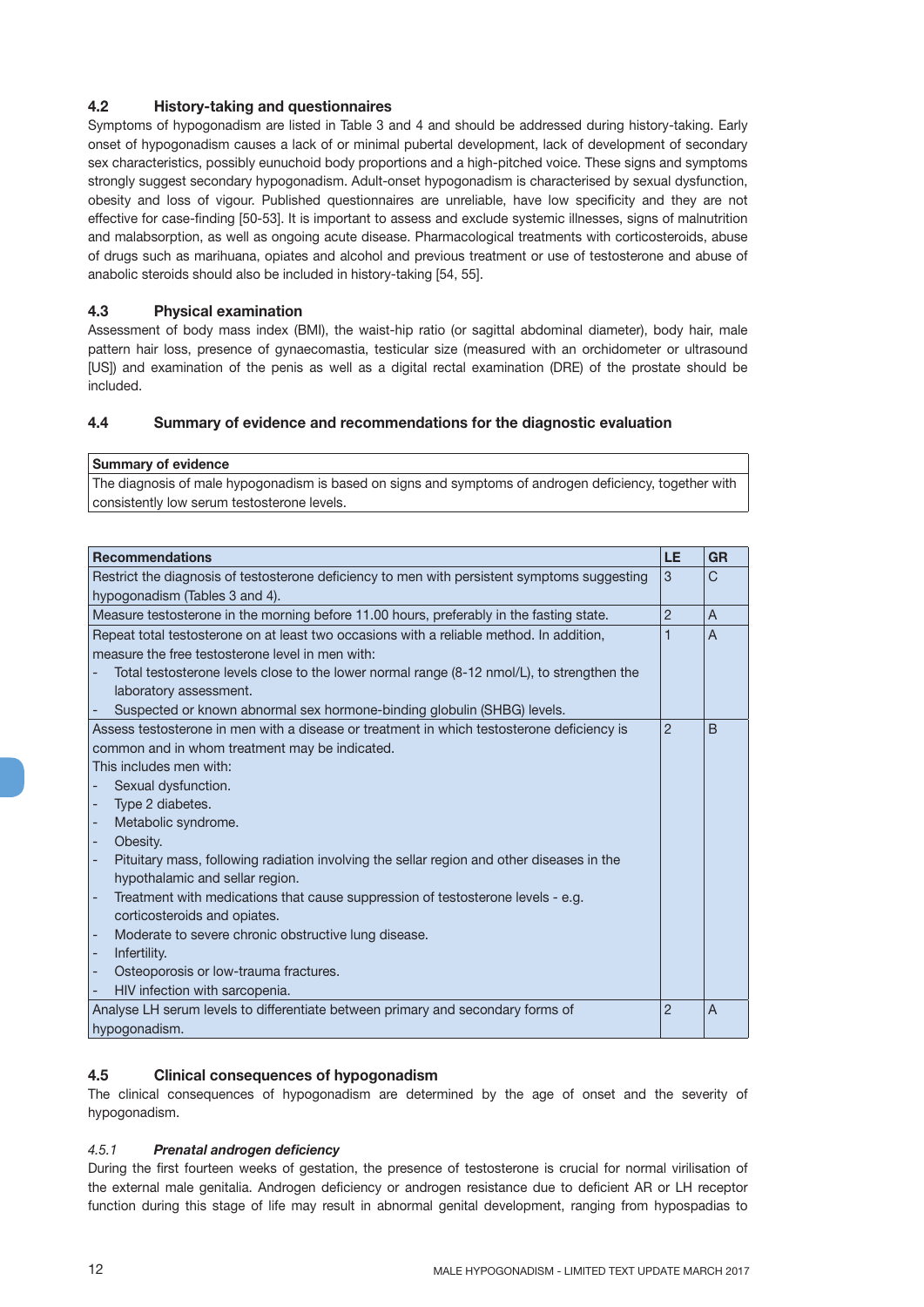### 4.2 History-taking and questionnaires

Symptoms of hypogonadism are listed in Table 3 and 4 and should be addressed during history-taking. Early onset of hypogonadism causes a lack of or minimal pubertal development, lack of development of secondary sex characteristics, possibly eunuchoid body proportions and a high-pitched voice. These signs and symptoms strongly suggest secondary hypogonadism. Adult-onset hypogonadism is characterised by sexual dysfunction, obesity and loss of vigour. Published questionnaires are unreliable, have low specificity and they are not effective for case-finding [50-53]. It is important to assess and exclude systemic illnesses, signs of malnutrition and malabsorption, as well as ongoing acute disease. Pharmacological treatments with corticosteroids, abuse of drugs such as marihuana, opiates and alcohol and previous treatment or use of testosterone and abuse of anabolic steroids should also be included in history-taking [54, 55].

### 4.3 Physical examination

Assessment of body mass index (BMI), the waist-hip ratio (or sagittal abdominal diameter), body hair, male pattern hair loss, presence of gynaecomastia, testicular size (measured with an orchidometer or ultrasound [US]) and examination of the penis as well as a digital rectal examination (DRE) of the prostate should be included.

### 4.4 Summary of evidence and recommendations for the diagnostic evaluation

| Summary of evidence |
|---|
| The diagnosis of male hypogonadism is based on signs and symptoms of androgen deficiency, together with consistently low serum testosterone levels. |

| Recommendations | LE | GR |
|---|---|---|
| Restrict the diagnosis of testosterone deficiency to men with persistent symptoms suggesting hypogonadism (Tables 3 and 4). | 3 | C |
| Measure testosterone in the morning before 11.00 hours, preferably in the fasting state. | 2 | A |
| Repeat total testosterone on at least two occasions with a reliable method. In addition, measure the free testosterone level in men with:<br>- Total testosterone levels close to the lower normal range (8-12 nmol/L), to strengthen the laboratory assessment.<br>- Suspected or known abnormal sex hormone-binding globulin (SHBG) levels. | 1 | A |
| Assess testosterone in men with a disease or treatment in which testosterone deficiency is common and in whom treatment may be indicated.<br>This includes men with:<br>- Sexual dysfunction.<br>- Type 2 diabetes.<br>- Metabolic syndrome.<br>- Obesity.<br>- Pituitary mass, following radiation involving the sellar region and other diseases in the hypothalamic and sellar region.<br>- Treatment with medications that cause suppression of testosterone levels - e.g. corticosteroids and opiates.<br>- Moderate to severe chronic obstructive lung disease.<br>- Infertility.<br>- Osteoporosis or low-trauma fractures.<br>- HIV infection with sarcopenia. | 2 | B |
| Analyse LH serum levels to differentiate between primary and secondary forms of hypogonadism. | 2 | A |

### 4.5 Clinical consequences of hypogonadism

The clinical consequences of hypogonadism are determined by the age of onset and the severity of hypogonadism.

#### *4.5.1 Prenatal androgen deficiency*

During the first fourteen weeks of gestation, the presence of testosterone is crucial for normal virilisation of the external male genitalia. Androgen deficiency or androgen resistance due to deficient AR or LH receptor function during this stage of life may result in abnormal genital development, ranging from hypospadias to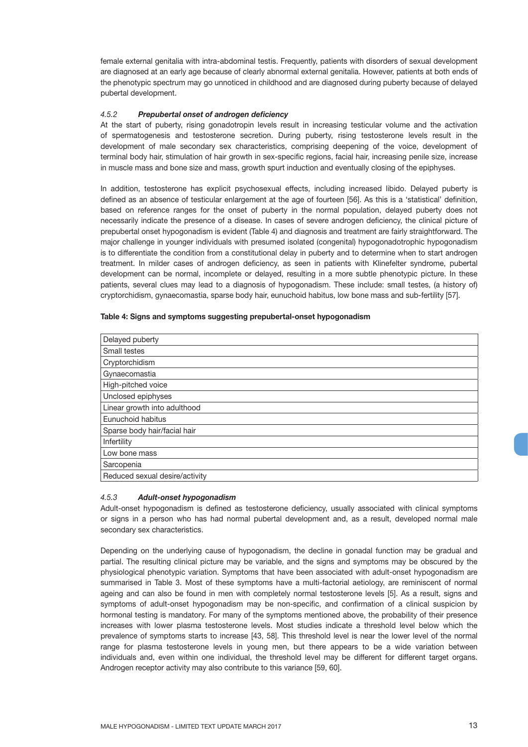female external genitalia with intra-abdominal testis. Frequently, patients with disorders of sexual development are diagnosed at an early age because of clearly abnormal external genitalia. However, patients at both ends of the phenotypic spectrum may go unnoticed in childhood and are diagnosed during puberty because of delayed pubertal development.

#### *4.5.2 Prepubertal onset of androgen deficiency*

At the start of puberty, rising gonadotropin levels result in increasing testicular volume and the activation of spermatogenesis and testosterone secretion. During puberty, rising testosterone levels result in the development of male secondary sex characteristics, comprising deepening of the voice, development of terminal body hair, stimulation of hair growth in sex-specific regions, facial hair, increasing penile size, increase in muscle mass and bone size and mass, growth spurt induction and eventually closing of the epiphyses.

In addition, testosterone has explicit psychosexual effects, including increased libido. Delayed puberty is defined as an absence of testicular enlargement at the age of fourteen [56]. As this is a 'statistical' definition, based on reference ranges for the onset of puberty in the normal population, delayed puberty does not necessarily indicate the presence of a disease. In cases of severe androgen deficiency, the clinical picture of prepubertal onset hypogonadism is evident (Table 4) and diagnosis and treatment are fairly straightforward. The major challenge in younger individuals with presumed isolated (congenital) hypogonadotrophic hypogonadism is to differentiate the condition from a constitutional delay in puberty and to determine when to start androgen treatment. In milder cases of androgen deficiency, as seen in patients with Klinefelter syndrome, pubertal development can be normal, incomplete or delayed, resulting in a more subtle phenotypic picture. In these patients, several clues may lead to a diagnosis of hypogonadism. These include: small testes, (a history of) cryptorchidism, gynaecomastia, sparse body hair, eunuchoid habitus, low bone mass and sub-fertility [57].

**Table 4: Signs and symptoms suggesting prepubertal-onset hypogonadism**

| |
|---|
| Delayed puberty |
| Small testes |
| Cryptorchidism |
| Gynaecomastia |
| High-pitched voice |
| Unclosed epiphyses |
| Linear growth into adulthood |
| Eunuchoid habitus |
| Sparse body hair/facial hair |
| Infertility |
| Low bone mass |
| Sarcopenia |
| Reduced sexual desire/activity |

#### *4.5.3 Adult-onset hypogonadism*

Adult-onset hypogonadism is defined as testosterone deficiency, usually associated with clinical symptoms or signs in a person who has had normal pubertal development and, as a result, developed normal male secondary sex characteristics.

Depending on the underlying cause of hypogonadism, the decline in gonadal function may be gradual and partial. The resulting clinical picture may be variable, and the signs and symptoms may be obscured by the physiological phenotypic variation. Symptoms that have been associated with adult-onset hypogonadism are summarised in Table 3. Most of these symptoms have a multi-factorial aetiology, are reminiscent of normal ageing and can also be found in men with completely normal testosterone levels [5]. As a result, signs and symptoms of adult-onset hypogonadism may be non-specific, and confirmation of a clinical suspicion by hormonal testing is mandatory. For many of the symptoms mentioned above, the probability of their presence increases with lower plasma testosterone levels. Most studies indicate a threshold level below which the prevalence of symptoms starts to increase [43, 58]. This threshold level is near the lower level of the normal range for plasma testosterone levels in young men, but there appears to be a wide variation between individuals and, even within one individual, the threshold level may be different for different target organs. Androgen receptor activity may also contribute to this variance [59, 60].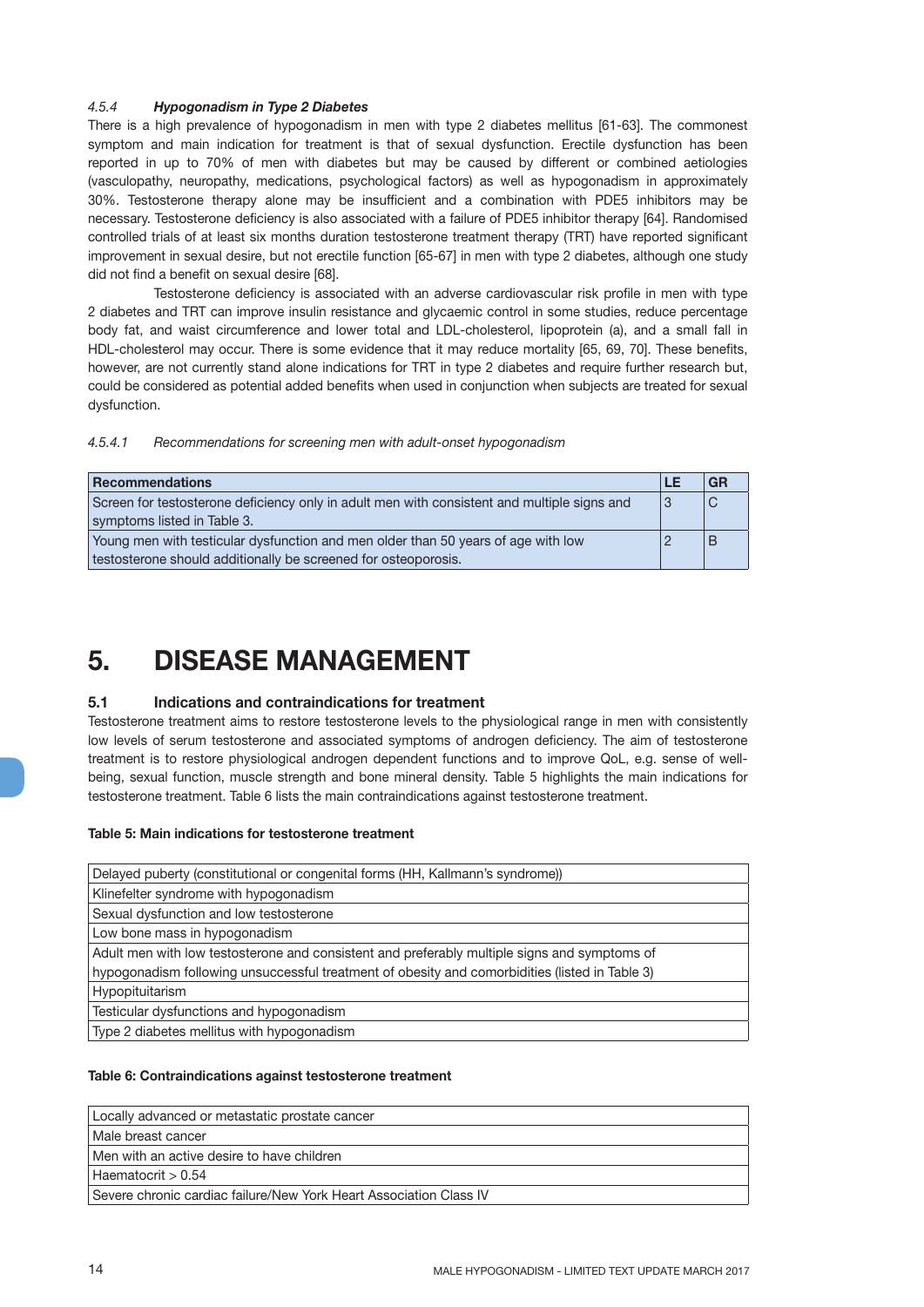#### 4.5.4 ***Hypogonadism in Type 2 Diabetes***

There is a high prevalence of hypogonadism in men with type 2 diabetes mellitus [61-63]. The commonest symptom and main indication for treatment is that of sexual dysfunction. Erectile dysfunction has been reported in up to 70% of men with diabetes but may be caused by different or combined aetiologies (vasculopathy, neuropathy, medications, psychological factors) as well as hypogonadism in approximately 30%. Testosterone therapy alone may be insufficient and a combination with PDE5 inhibitors may be necessary. Testosterone deficiency is also associated with a failure of PDE5 inhibitor therapy [64]. Randomised controlled trials of at least six months duration testosterone treatment therapy (TRT) have reported significant improvement in sexual desire, but not erectile function [65-67] in men with type 2 diabetes, although one study did not find a benefit on sexual desire [68].

Testosterone deficiency is associated with an adverse cardiovascular risk profile in men with type 2 diabetes and TRT can improve insulin resistance and glycaemic control in some studies, reduce percentage body fat, and waist circumference and lower total and LDL-cholesterol, lipoprotein (a), and a small fall in HDL-cholesterol may occur. There is some evidence that it may reduce mortality [65, 69, 70]. These benefits, however, are not currently stand alone indications for TRT in type 2 diabetes and require further research but, could be considered as potential added benefits when used in conjunction when subjects are treated for sexual dysfunction.

##### 4.5.4.1 *Recommendations for screening men with adult-onset hypogonadism*

| Recommendations | LE | GR |
|---|---|---|
| Screen for testosterone deficiency only in adult men with consistent and multiple signs and symptoms listed in Table 3. | 3 | C |
| Young men with testicular dysfunction and men older than 50 years of age with low testosterone should additionally be screened for osteoporosis. | 2 | B |

# 5. DISEASE MANAGEMENT

## 5.1 Indications and contraindications for treatment

Testosterone treatment aims to restore testosterone levels to the physiological range in men with consistently low levels of serum testosterone and associated symptoms of androgen deficiency. The aim of testosterone treatment is to restore physiological androgen dependent functions and to improve QoL, e.g. sense of well-being, sexual function, muscle strength and bone mineral density. Table 5 highlights the main indications for testosterone treatment. Table 6 lists the main contraindications against testosterone treatment.

**Table 5: Main indications for testosterone treatment**

| |
|---|
| Delayed puberty (constitutional or congenital forms (HH, Kallmann's syndrome)) |
| Klinefelter syndrome with hypogonadism |
| Sexual dysfunction and low testosterone |
| Low bone mass in hypogonadism |
| Adult men with low testosterone and consistent and preferably multiple signs and symptoms of hypogonadism following unsuccessful treatment of obesity and comorbidities (listed in Table 3) |
| Hypopituitarism |
| Testicular dysfunctions and hypogonadism |
| Type 2 diabetes mellitus with hypogonadism |

**Table 6: Contraindications against testosterone treatment**

| |
|---|
| Locally advanced or metastatic prostate cancer |
| Male breast cancer |
| Men with an active desire to have children |
| Haematocrit > 0.54 |
| Severe chronic cardiac failure/New York Heart Association Class IV |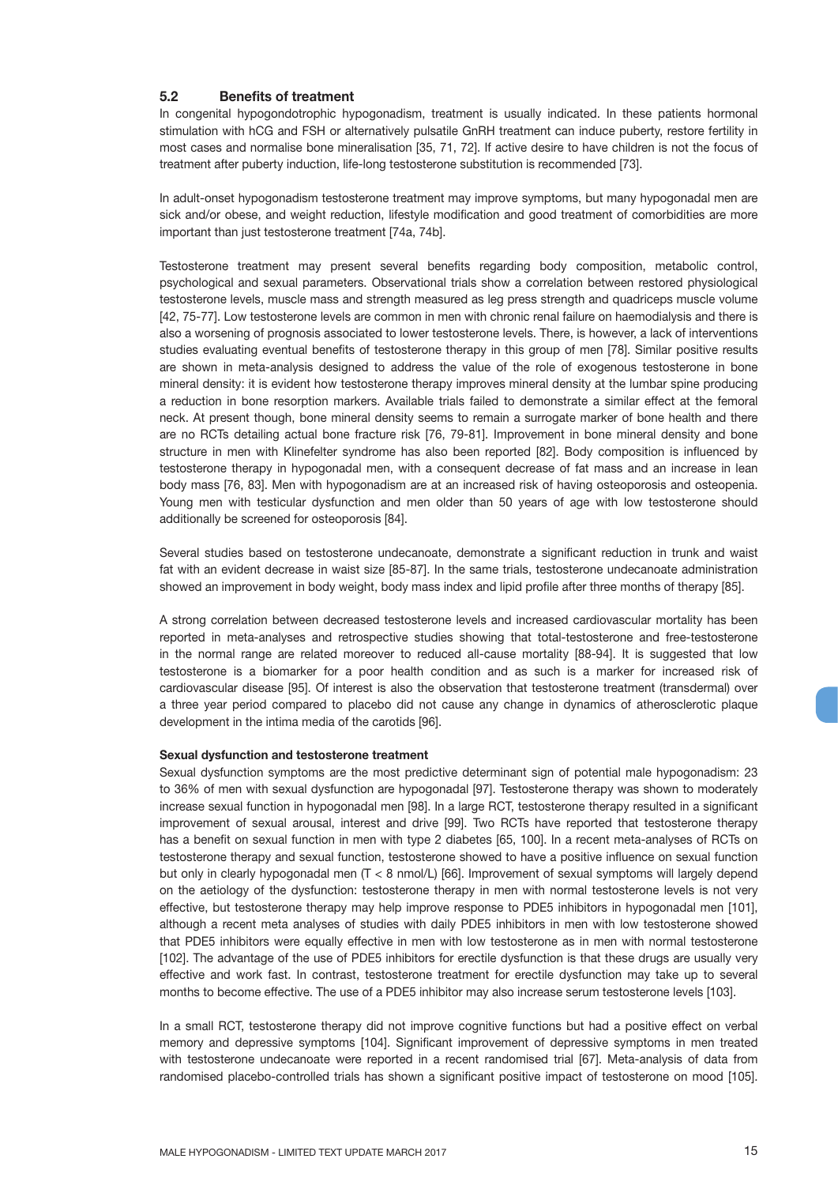### 5.2 Benefits of treatment

In congenital hypogondotrophic hypogonadism, treatment is usually indicated. In these patients hormonal stimulation with hCG and FSH or alternatively pulsatile GnRH treatment can induce puberty, restore fertility in most cases and normalise bone mineralisation [35, 71, 72]. If active desire to have children is not the focus of treatment after puberty induction, life-long testosterone substitution is recommended [73].

In adult-onset hypogonadism testosterone treatment may improve symptoms, but many hypogonadal men are sick and/or obese, and weight reduction, lifestyle modification and good treatment of comorbidities are more important than just testosterone treatment [74a, 74b].

Testosterone treatment may present several benefits regarding body composition, metabolic control, psychological and sexual parameters. Observational trials show a correlation between restored physiological testosterone levels, muscle mass and strength measured as leg press strength and quadriceps muscle volume [42, 75-77]. Low testosterone levels are common in men with chronic renal failure on haemodialysis and there is also a worsening of prognosis associated to lower testosterone levels. There, is however, a lack of interventions studies evaluating eventual benefits of testosterone therapy in this group of men [78]. Similar positive results are shown in meta-analysis designed to address the value of the role of exogenous testosterone in bone mineral density: it is evident how testosterone therapy improves mineral density at the lumbar spine producing a reduction in bone resorption markers. Available trials failed to demonstrate a similar effect at the femoral neck. At present though, bone mineral density seems to remain a surrogate marker of bone health and there are no RCTs detailing actual bone fracture risk [76, 79-81]. Improvement in bone mineral density and bone structure in men with Klinefelter syndrome has also been reported [82]. Body composition is influenced by testosterone therapy in hypogonadal men, with a consequent decrease of fat mass and an increase in lean body mass [76, 83]. Men with hypogonadism are at an increased risk of having osteoporosis and osteopenia. Young men with testicular dysfunction and men older than 50 years of age with low testosterone should additionally be screened for osteoporosis [84].

Several studies based on testosterone undecanoate, demonstrate a significant reduction in trunk and waist fat with an evident decrease in waist size [85-87]. In the same trials, testosterone undecanoate administration showed an improvement in body weight, body mass index and lipid profile after three months of therapy [85].

A strong correlation between decreased testosterone levels and increased cardiovascular mortality has been reported in meta-analyses and retrospective studies showing that total-testosterone and free-testosterone in the normal range are related moreover to reduced all-cause mortality [88-94]. It is suggested that low testosterone is a biomarker for a poor health condition and as such is a marker for increased risk of cardiovascular disease [95]. Of interest is also the observation that testosterone treatment (transdermal) over a three year period compared to placebo did not cause any change in dynamics of atherosclerotic plaque development in the intima media of the carotids [96].

**Sexual dysfunction and testosterone treatment**

Sexual dysfunction symptoms are the most predictive determinant sign of potential male hypogonadism: 23 to 36% of men with sexual dysfunction are hypogonadal [97]. Testosterone therapy was shown to moderately increase sexual function in hypogonadal men [98]. In a large RCT, testosterone therapy resulted in a significant improvement of sexual arousal, interest and drive [99]. Two RCTs have reported that testosterone therapy has a benefit on sexual function in men with type 2 diabetes [65, 100]. In a recent meta-analyses of RCTs on testosterone therapy and sexual function, testosterone showed to have a positive influence on sexual function but only in clearly hypogonadal men (T < 8 nmol/L) [66]. Improvement of sexual symptoms will largely depend on the aetiology of the dysfunction: testosterone therapy in men with normal testosterone levels is not very effective, but testosterone therapy may help improve response to PDE5 inhibitors in hypogonadal men [101], although a recent meta analyses of studies with daily PDE5 inhibitors in men with low testosterone showed that PDE5 inhibitors were equally effective in men with low testosterone as in men with normal testosterone [102]. The advantage of the use of PDE5 inhibitors for erectile dysfunction is that these drugs are usually very effective and work fast. In contrast, testosterone treatment for erectile dysfunction may take up to several months to become effective. The use of a PDE5 inhibitor may also increase serum testosterone levels [103].

In a small RCT, testosterone therapy did not improve cognitive functions but had a positive effect on verbal memory and depressive symptoms [104]. Significant improvement of depressive symptoms in men treated with testosterone undecanoate were reported in a recent randomised trial [67]. Meta-analysis of data from randomised placebo-controlled trials has shown a significant positive impact of testosterone on mood [105].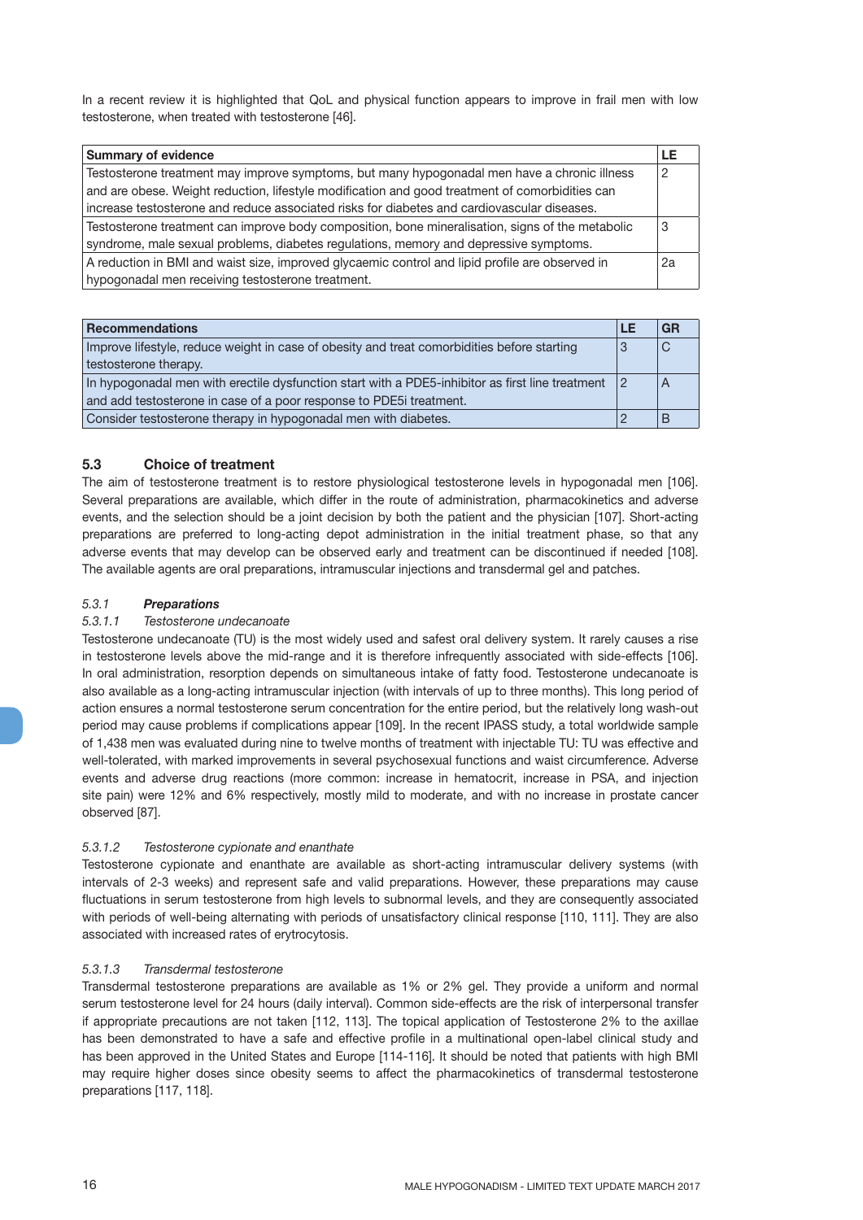In a recent review it is highlighted that QoL and physical function appears to improve in frail men with low testosterone, when treated with testosterone [46].

| Summary of evidence | LE |
|---|---|
| Testosterone treatment may improve symptoms, but many hypogonadal men have a chronic illness and are obese. Weight reduction, lifestyle modification and good treatment of comorbidities can increase testosterone and reduce associated risks for diabetes and cardiovascular diseases. | 2 |
| Testosterone treatment can improve body composition, bone mineralisation, signs of the metabolic syndrome, male sexual problems, diabetes regulations, memory and depressive symptoms. | 3 |
| A reduction in BMI and waist size, improved glycaemic control and lipid profile are observed in hypogonadal men receiving testosterone treatment. | 2a |

| Recommendations | LE | GR |
|---|---|---|
| Improve lifestyle, reduce weight in case of obesity and treat comorbidities before starting testosterone therapy. | 3 | C |
| In hypogonadal men with erectile dysfunction start with a PDE5-inhibitor as first line treatment and add testosterone in case of a poor response to PDE5i treatment. | 2 | A |
| Consider testosterone therapy in hypogonadal men with diabetes. | 2 | B |

## 5.3 Choice of treatment

The aim of testosterone treatment is to restore physiological testosterone levels in hypogonadal men [106]. Several preparations are available, which differ in the route of administration, pharmacokinetics and adverse events, and the selection should be a joint decision by both the patient and the physician [107]. Short-acting preparations are preferred to long-acting depot administration in the initial treatment phase, so that any adverse events that may develop can be observed early and treatment can be discontinued if needed [108]. The available agents are oral preparations, intramuscular injections and transdermal gel and patches.

### *5.3.1* ***Preparations***

#### *5.3.1.1 Testosterone undecanoate*

Testosterone undecanoate (TU) is the most widely used and safest oral delivery system. It rarely causes a rise in testosterone levels above the mid-range and it is therefore infrequently associated with side-effects [106]. In oral administration, resorption depends on simultaneous intake of fatty food. Testosterone undecanoate is also available as a long-acting intramuscular injection (with intervals of up to three months). This long period of action ensures a normal testosterone serum concentration for the entire period, but the relatively long wash-out period may cause problems if complications appear [109]. In the recent IPASS study, a total worldwide sample of 1,438 men was evaluated during nine to twelve months of treatment with injectable TU: TU was effective and well-tolerated, with marked improvements in several psychosexual functions and waist circumference. Adverse events and adverse drug reactions (more common: increase in hematocrit, increase in PSA, and injection site pain) were 12% and 6% respectively, mostly mild to moderate, and with no increase in prostate cancer observed [87].

#### *5.3.1.2 Testosterone cypionate and enanthate*

Testosterone cypionate and enanthate are available as short-acting intramuscular delivery systems (with intervals of 2-3 weeks) and represent safe and valid preparations. However, these preparations may cause fluctuations in serum testosterone from high levels to subnormal levels, and they are consequently associated with periods of well-being alternating with periods of unsatisfactory clinical response [110, 111]. They are also associated with increased rates of erytrocytosis.

#### *5.3.1.3 Transdermal testosterone*

Transdermal testosterone preparations are available as 1% or 2% gel. They provide a uniform and normal serum testosterone level for 24 hours (daily interval). Common side-effects are the risk of interpersonal transfer if appropriate precautions are not taken [112, 113]. The topical application of Testosterone 2% to the axillae has been demonstrated to have a safe and effective profile in a multinational open-label clinical study and has been approved in the United States and Europe [114-116]. It should be noted that patients with high BMI may require higher doses since obesity seems to affect the pharmacokinetics of transdermal testosterone preparations [117, 118].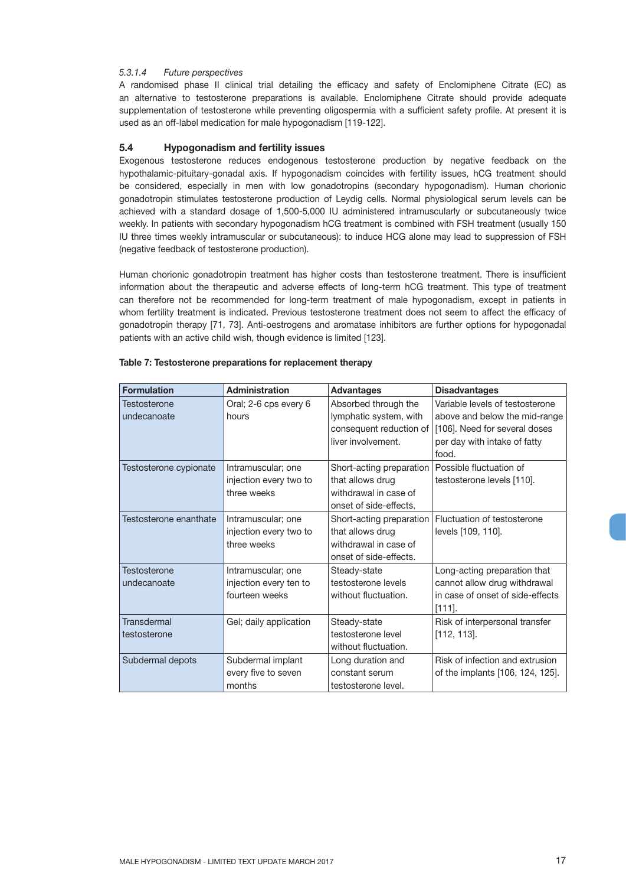#### 5.3.1.4 *Future perspectives*

A randomised phase II clinical trial detailing the efficacy and safety of Enclomiphene Citrate (EC) as an alternative to testosterone preparations is available. Enclomiphene Citrate should provide adequate supplementation of testosterone while preventing oligospermia with a sufficient safety profile. At present it is used as an off-label medication for male hypogonadism [119-122].

## 5.4 Hypogonadism and fertility issues

Exogenous testosterone reduces endogenous testosterone production by negative feedback on the hypothalamic-pituitary-gonadal axis. If hypogonadism coincides with fertility issues, hCG treatment should be considered, especially in men with low gonadotropins (secondary hypogonadism). Human chorionic gonadotropin stimulates testosterone production of Leydig cells. Normal physiological serum levels can be achieved with a standard dosage of 1,500-5,000 IU administered intramuscularly or subcutaneously twice weekly. In patients with secondary hypogonadism hCG treatment is combined with FSH treatment (usually 150 IU three times weekly intramuscular or subcutaneous): to induce HCG alone may lead to suppression of FSH (negative feedback of testosterone production).

Human chorionic gonadotropin treatment has higher costs than testosterone treatment. There is insufficient information about the therapeutic and adverse effects of long-term hCG treatment. This type of treatment can therefore not be recommended for long-term treatment of male hypogonadism, except in patients in whom fertility treatment is indicated. Previous testosterone treatment does not seem to affect the efficacy of gonadotropin therapy [71, 73]. Anti-oestrogens and aromatase inhibitors are further options for hypogonadal patients with an active child wish, though evidence is limited [123].

**Table 7: Testosterone preparations for replacement therapy**

| Formulation | Administration | Advantages | Disadvantages |
|---|---|---|---|
| Testosterone undecanoate | Oral; 2-6 cps every 6 hours | Absorbed through the lymphatic system, with consequent reduction of liver involvement. | Variable levels of testosterone above and below the mid-range [106]. Need for several doses per day with intake of fatty food. |
| Testosterone cypionate | Intramuscular; one injection every two to three weeks | Short-acting preparation that allows drug withdrawal in case of onset of side-effects. | Possible fluctuation of testosterone levels [110]. |
| Testosterone enanthate | Intramuscular; one injection every two to three weeks | Short-acting preparation that allows drug withdrawal in case of onset of side-effects. | Fluctuation of testosterone levels [109, 110]. |
| Testosterone undecanoate | Intramuscular; one injection every ten to fourteen weeks | Steady-state testosterone levels without fluctuation. | Long-acting preparation that cannot allow drug withdrawal in case of onset of side-effects [111]. |
| Transdermal testosterone | Gel; daily application | Steady-state testosterone level without fluctuation. | Risk of interpersonal transfer [112, 113]. |
| Subdermal depots | Subdermal implant every five to seven months | Long duration and constant serum testosterone level. | Risk of infection and extrusion of the implants [106, 124, 125]. |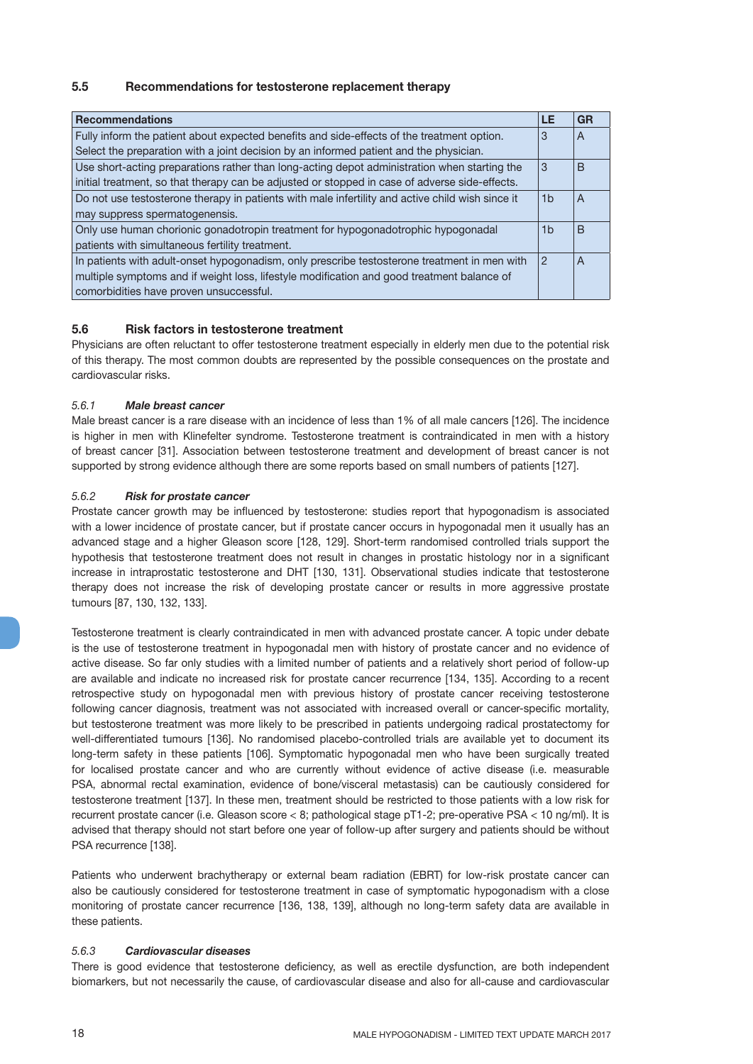## 5.5 Recommendations for testosterone replacement therapy

| Recommendations | LE | GR |
|---|---|---|
| Fully inform the patient about expected benefits and side-effects of the treatment option. Select the preparation with a joint decision by an informed patient and the physician. | 3 | A |
| Use short-acting preparations rather than long-acting depot administration when starting the initial treatment, so that therapy can be adjusted or stopped in case of adverse side-effects. | 3 | B |
| Do not use testosterone therapy in patients with male infertility and active child wish since it may suppress spermatogenesis. | 1b | A |
| Only use human chorionic gonadotropin treatment for hypogonadotrophic hypogonadal patients with simultaneous fertility treatment. | 1b | B |
| In patients with adult-onset hypogonadism, only prescribe testosterone treatment in men with multiple symptoms and if weight loss, lifestyle modification and good treatment balance of comorbidities have proven unsuccessful. | 2 | A |

## 5.6 Risk factors in testosterone treatment

Physicians are often reluctant to offer testosterone treatment especially in elderly men due to the potential risk of this therapy. The most common doubts are represented by the possible consequences on the prostate and cardiovascular risks.

### *5.6.1 Male breast cancer*

Male breast cancer is a rare disease with an incidence of less than 1% of all male cancers [126]. The incidence is higher in men with Klinefelter syndrome. Testosterone treatment is contraindicated in men with a history of breast cancer [31]. Association between testosterone treatment and development of breast cancer is not supported by strong evidence although there are some reports based on small numbers of patients [127].

### *5.6.2 Risk for prostate cancer*

Prostate cancer growth may be influenced by testosterone: studies report that hypogonadism is associated with a lower incidence of prostate cancer, but if prostate cancer occurs in hypogonadal men it usually has an advanced stage and a higher Gleason score [128, 129]. Short-term randomised controlled trials support the hypothesis that testosterone treatment does not result in changes in prostatic histology nor in a significant increase in intraprostatic testosterone and DHT [130, 131]. Observational studies indicate that testosterone therapy does not increase the risk of developing prostate cancer or results in more aggressive prostate tumours [87, 130, 132, 133].

Testosterone treatment is clearly contraindicated in men with advanced prostate cancer. A topic under debate is the use of testosterone treatment in hypogonadal men with history of prostate cancer and no evidence of active disease. So far only studies with a limited number of patients and a relatively short period of follow-up are available and indicate no increased risk for prostate cancer recurrence [134, 135]. According to a recent retrospective study on hypogonadal men with previous history of prostate cancer receiving testosterone following cancer diagnosis, treatment was not associated with increased overall or cancer-specific mortality, but testosterone treatment was more likely to be prescribed in patients undergoing radical prostatectomy for well-differentiated tumours [136]. No randomised placebo-controlled trials are available yet to document its long-term safety in these patients [106]. Symptomatic hypogonadal men who have been surgically treated for localised prostate cancer and who are currently without evidence of active disease (i.e. measurable PSA, abnormal rectal examination, evidence of bone/visceral metastasis) can be cautiously considered for testosterone treatment [137]. In these men, treatment should be restricted to those patients with a low risk for recurrent prostate cancer (i.e. Gleason score < 8; pathological stage pT1-2; pre-operative PSA < 10 ng/ml). It is advised that therapy should not start before one year of follow-up after surgery and patients should be without PSA recurrence [138].

Patients who underwent brachytherapy or external beam radiation (EBRT) for low-risk prostate cancer can also be cautiously considered for testosterone treatment in case of symptomatic hypogonadism with a close monitoring of prostate cancer recurrence [136, 138, 139], although no long-term safety data are available in these patients.

### *5.6.3 Cardiovascular diseases*

There is good evidence that testosterone deficiency, as well as erectile dysfunction, are both independent biomarkers, but not necessarily the cause, of cardiovascular disease and also for all-cause and cardiovascular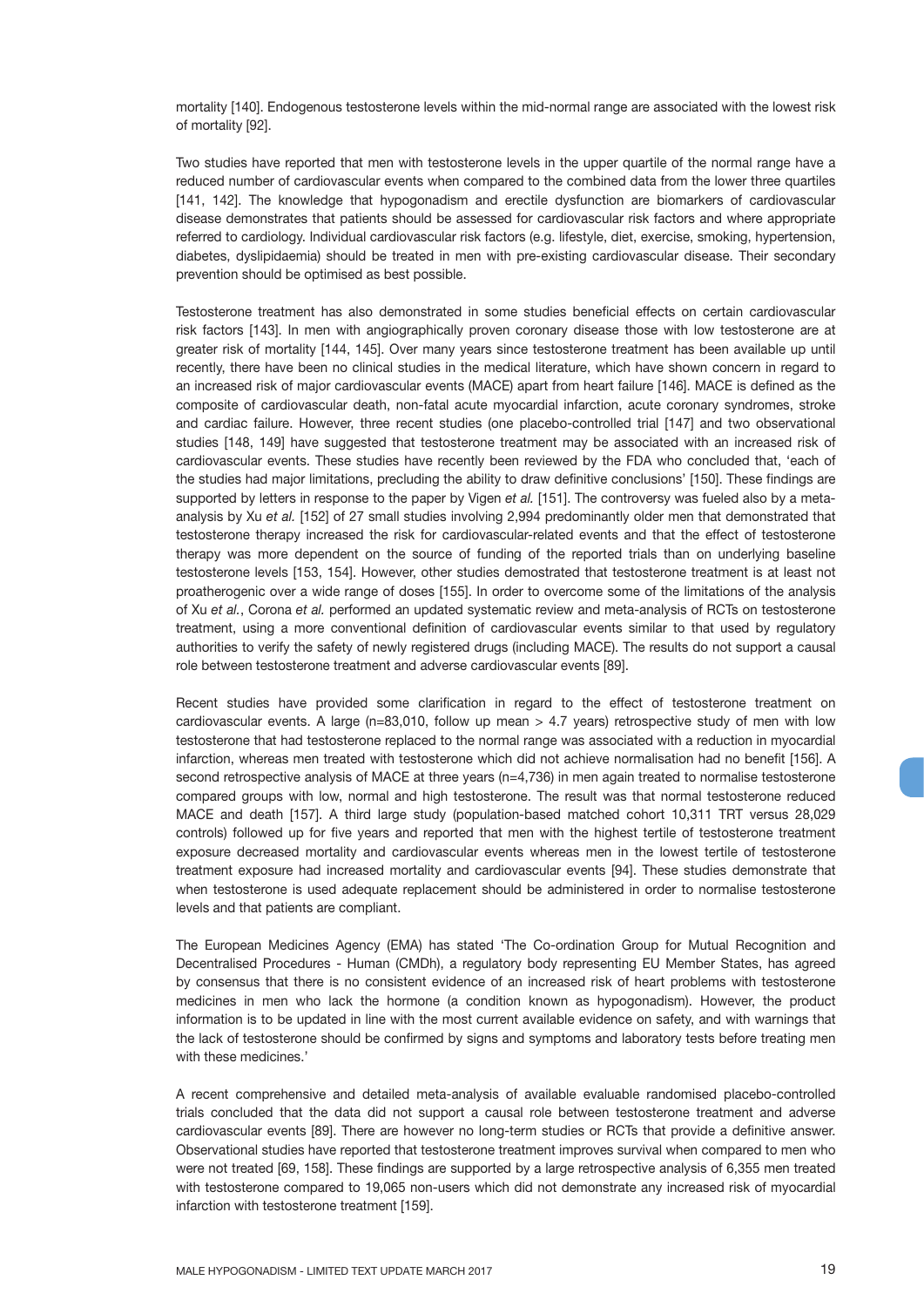mortality [140]. Endogenous testosterone levels within the mid-normal range are associated with the lowest risk of mortality [92].

Two studies have reported that men with testosterone levels in the upper quartile of the normal range have a reduced number of cardiovascular events when compared to the combined data from the lower three quartiles [141, 142]. The knowledge that hypogonadism and erectile dysfunction are biomarkers of cardiovascular disease demonstrates that patients should be assessed for cardiovascular risk factors and where appropriate referred to cardiology. Individual cardiovascular risk factors (e.g. lifestyle, diet, exercise, smoking, hypertension, diabetes, dyslipidaemia) should be treated in men with pre-existing cardiovascular disease. Their secondary prevention should be optimised as best possible.

Testosterone treatment has also demonstrated in some studies beneficial effects on certain cardiovascular risk factors [143]. In men with angiographically proven coronary disease those with low testosterone are at greater risk of mortality [144, 145]. Over many years since testosterone treatment has been available up until recently, there have been no clinical studies in the medical literature, which have shown concern in regard to an increased risk of major cardiovascular events (MACE) apart from heart failure [146]. MACE is defined as the composite of cardiovascular death, non-fatal acute myocardial infarction, acute coronary syndromes, stroke and cardiac failure. However, three recent studies (one placebo-controlled trial [147] and two observational studies [148, 149] have suggested that testosterone treatment may be associated with an increased risk of cardiovascular events. These studies have recently been reviewed by the FDA who concluded that, 'each of the studies had major limitations, precluding the ability to draw definitive conclusions' [150]. These findings are supported by letters in response to the paper by Vigen *et al.* [151]. The controversy was fueled also by a meta-analysis by Xu *et al.* [152] of 27 small studies involving 2,994 predominantly older men that demonstrated that testosterone therapy increased the risk for cardiovascular-related events and that the effect of testosterone therapy was more dependent on the source of funding of the reported trials than on underlying baseline testosterone levels [153, 154]. However, other studies demostrated that testosterone treatment is at least not proatherogenic over a wide range of doses [155]. In order to overcome some of the limitations of the analysis of Xu *et al.*, Corona *et al.* performed an updated systematic review and meta-analysis of RCTs on testosterone treatment, using a more conventional definition of cardiovascular events similar to that used by regulatory authorities to verify the safety of newly registered drugs (including MACE). The results do not support a causal role between testosterone treatment and adverse cardiovascular events [89].

Recent studies have provided some clarification in regard to the effect of testosterone treatment on cardiovascular events. A large (n=83,010, follow up mean > 4.7 years) retrospective study of men with low testosterone that had testosterone replaced to the normal range was associated with a reduction in myocardial infarction, whereas men treated with testosterone which did not achieve normalisation had no benefit [156]. A second retrospective analysis of MACE at three years (n=4,736) in men again treated to normalise testosterone compared groups with low, normal and high testosterone. The result was that normal testosterone reduced MACE and death [157]. A third large study (population-based matched cohort 10,311 TRT versus 28,029 controls) followed up for five years and reported that men with the highest tertile of testosterone treatment exposure decreased mortality and cardiovascular events whereas men in the lowest tertile of testosterone treatment exposure had increased mortality and cardiovascular events [94]. These studies demonstrate that when testosterone is used adequate replacement should be administered in order to normalise testosterone levels and that patients are compliant.

The European Medicines Agency (EMA) has stated 'The Co-ordination Group for Mutual Recognition and Decentralised Procedures - Human (CMDh), a regulatory body representing EU Member States, has agreed by consensus that there is no consistent evidence of an increased risk of heart problems with testosterone medicines in men who lack the hormone (a condition known as hypogonadism). However, the product information is to be updated in line with the most current available evidence on safety, and with warnings that the lack of testosterone should be confirmed by signs and symptoms and laboratory tests before treating men with these medicines.'

A recent comprehensive and detailed meta-analysis of available evaluable randomised placebo-controlled trials concluded that the data did not support a causal role between testosterone treatment and adverse cardiovascular events [89]. There are however no long-term studies or RCTs that provide a definitive answer. Observational studies have reported that testosterone treatment improves survival when compared to men who were not treated [69, 158]. These findings are supported by a large retrospective analysis of 6,355 men treated with testosterone compared to 19,065 non-users which did not demonstrate any increased risk of myocardial infarction with testosterone treatment [159].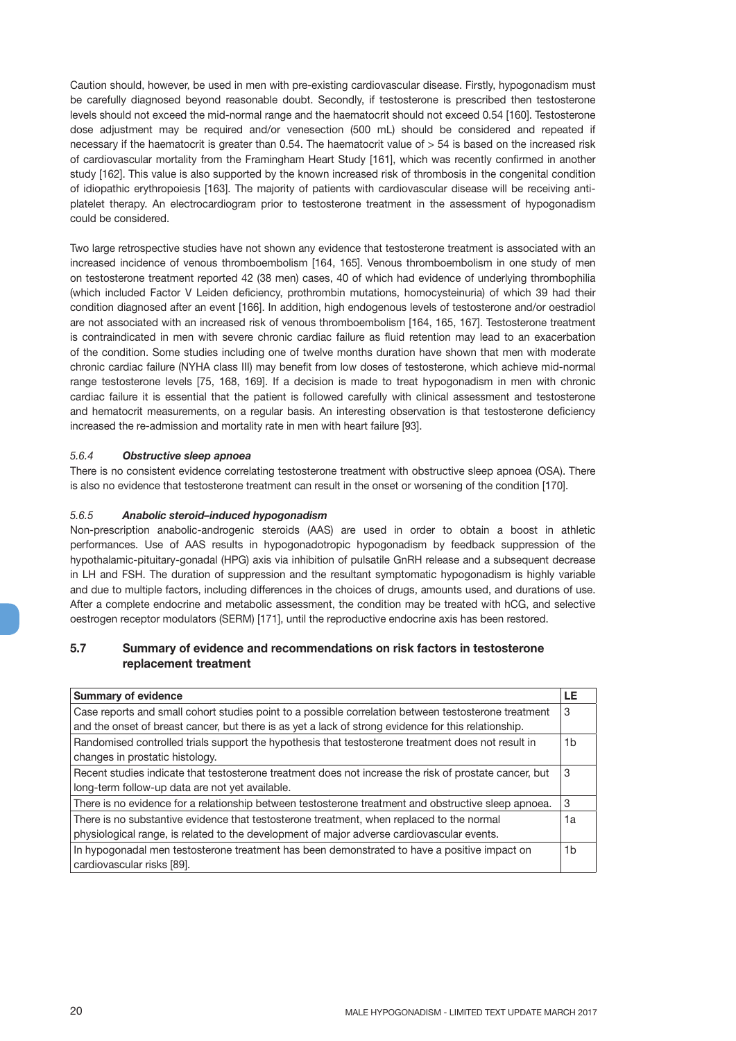Caution should, however, be used in men with pre-existing cardiovascular disease. Firstly, hypogonadism must be carefully diagnosed beyond reasonable doubt. Secondly, if testosterone is prescribed then testosterone levels should not exceed the mid-normal range and the haematocrit should not exceed 0.54 [160]. Testosterone dose adjustment may be required and/or venesection (500 mL) should be considered and repeated if necessary if the haematocrit is greater than 0.54. The haematocrit value of > 54 is based on the increased risk of cardiovascular mortality from the Framingham Heart Study [161], which was recently confirmed in another study [162]. This value is also supported by the known increased risk of thrombosis in the congenital condition of idiopathic erythropoiesis [163]. The majority of patients with cardiovascular disease will be receiving anti-platelet therapy. An electrocardiogram prior to testosterone treatment in the assessment of hypogonadism could be considered.

Two large retrospective studies have not shown any evidence that testosterone treatment is associated with an increased incidence of venous thromboembolism [164, 165]. Venous thromboembolism in one study of men on testosterone treatment reported 42 (38 men) cases, 40 of which had evidence of underlying thrombophilia (which included Factor V Leiden deficiency, prothrombin mutations, homocysteinuria) of which 39 had their condition diagnosed after an event [166]. In addition, high endogenous levels of testosterone and/or oestradiol are not associated with an increased risk of venous thromboembolism [164, 165, 167]. Testosterone treatment is contraindicated in men with severe chronic cardiac failure as fluid retention may lead to an exacerbation of the condition. Some studies including one of twelve months duration have shown that men with moderate chronic cardiac failure (NYHA class III) may benefit from low doses of testosterone, which achieve mid-normal range testosterone levels [75, 168, 169]. If a decision is made to treat hypogonadism in men with chronic cardiac failure it is essential that the patient is followed carefully with clinical assessment and testosterone and hematocrit measurements, on a regular basis. An interesting observation is that testosterone deficiency increased the re-admission and mortality rate in men with heart failure [93].

#### *5.6.4* ***Obstructive sleep apnoea***

There is no consistent evidence correlating testosterone treatment with obstructive sleep apnoea (OSA). There is also no evidence that testosterone treatment can result in the onset or worsening of the condition [170].

#### *5.6.5* ***Anabolic steroid–induced hypogonadism***

Non-prescription anabolic-androgenic steroids (AAS) are used in order to obtain a boost in athletic performances. Use of AAS results in hypogonadotropic hypogonadism by feedback suppression of the hypothalamic-pituitary-gonadal (HPG) axis via inhibition of pulsatile GnRH release and a subsequent decrease in LH and FSH. The duration of suppression and the resultant symptomatic hypogonadism is highly variable and due to multiple factors, including differences in the choices of drugs, amounts used, and durations of use. After a complete endocrine and metabolic assessment, the condition may be treated with hCG, and selective oestrogen receptor modulators (SERM) [171], until the reproductive endocrine axis has been restored.

### 5.7 Summary of evidence and recommendations on risk factors in testosterone replacement treatment

| Summary of evidence | LE |
|---|---|
| Case reports and small cohort studies point to a possible correlation between testosterone treatment and the onset of breast cancer, but there is as yet a lack of strong evidence for this relationship. | 3 |
| Randomised controlled trials support the hypothesis that testosterone treatment does not result in changes in prostatic histology. | 1b |
| Recent studies indicate that testosterone treatment does not increase the risk of prostate cancer, but long-term follow-up data are not yet available. | 3 |
| There is no evidence for a relationship between testosterone treatment and obstructive sleep apnoea. | 3 |
| There is no substantive evidence that testosterone treatment, when replaced to the normal physiological range, is related to the development of major adverse cardiovascular events. | 1a |
| In hypogonadal men testosterone treatment has been demonstrated to have a positive impact on cardiovascular risks [89]. | 1b |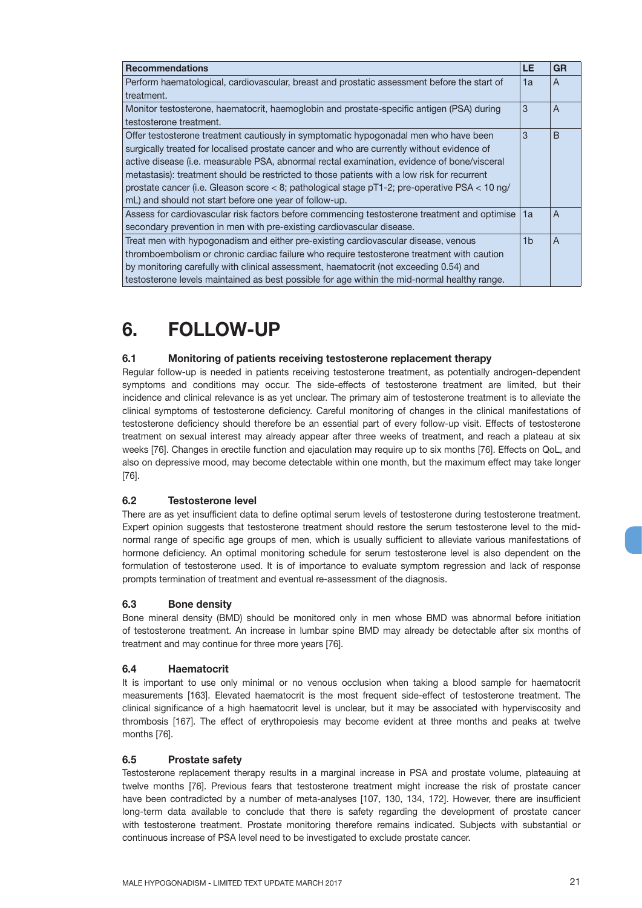| Recommendations | LE | GR |
|---|---|---|
| Perform haematological, cardiovascular, breast and prostatic assessment before the start of treatment. | 1a | A |
| Monitor testosterone, haematocrit, haemoglobin and prostate-specific antigen (PSA) during testosterone treatment. | 3 | A |
| Offer testosterone treatment cautiously in symptomatic hypogonadal men who have been surgically treated for localised prostate cancer and who are currently without evidence of active disease (i.e. measurable PSA, abnormal rectal examination, evidence of bone/visceral metastasis): treatment should be restricted to those patients with a low risk for recurrent prostate cancer (i.e. Gleason score < 8; pathological stage pT1-2; pre-operative PSA < 10 ng/mL) and should not start before one year of follow-up. | 3 | B |
| Assess for cardiovascular risk factors before commencing testosterone treatment and optimise secondary prevention in men with pre-existing cardiovascular disease. | 1a | A |
| Treat men with hypogonadism and either pre-existing cardiovascular disease, venous thromboembolism or chronic cardiac failure who require testosterone treatment with caution by monitoring carefully with clinical assessment, haematocrit (not exceeding 0.54) and testosterone levels maintained as best possible for age within the mid-normal healthy range. | 1b | A |

# 6. FOLLOW-UP

## 6.1 Monitoring of patients receiving testosterone replacement therapy

Regular follow-up is needed in patients receiving testosterone treatment, as potentially androgen-dependent symptoms and conditions may occur. The side-effects of testosterone treatment are limited, but their incidence and clinical relevance is as yet unclear. The primary aim of testosterone treatment is to alleviate the clinical symptoms of testosterone deficiency. Careful monitoring of changes in the clinical manifestations of testosterone deficiency should therefore be an essential part of every follow-up visit. Effects of testosterone treatment on sexual interest may already appear after three weeks of treatment, and reach a plateau at six weeks [76]. Changes in erectile function and ejaculation may require up to six months [76]. Effects on QoL, and also on depressive mood, may become detectable within one month, but the maximum effect may take longer [76].

## 6.2 Testosterone level

There are as yet insufficient data to define optimal serum levels of testosterone during testosterone treatment. Expert opinion suggests that testosterone treatment should restore the serum testosterone level to the mid-normal range of specific age groups of men, which is usually sufficient to alleviate various manifestations of hormone deficiency. An optimal monitoring schedule for serum testosterone level is also dependent on the formulation of testosterone used. It is of importance to evaluate symptom regression and lack of response prompts termination of treatment and eventual re-assessment of the diagnosis.

## 6.3 Bone density

Bone mineral density (BMD) should be monitored only in men whose BMD was abnormal before initiation of testosterone treatment. An increase in lumbar spine BMD may already be detectable after six months of treatment and may continue for three more years [76].

## 6.4 Haematocrit

It is important to use only minimal or no venous occlusion when taking a blood sample for haematocrit measurements [163]. Elevated haematocrit is the most frequent side-effect of testosterone treatment. The clinical significance of a high haematocrit level is unclear, but it may be associated with hyperviscosity and thrombosis [167]. The effect of erythropoiesis may become evident at three months and peaks at twelve months [76].

## 6.5 Prostate safety

Testosterone replacement therapy results in a marginal increase in PSA and prostate volume, plateauing at twelve months [76]. Previous fears that testosterone treatment might increase the risk of prostate cancer have been contradicted by a number of meta-analyses [107, 130, 134, 172]. However, there are insufficient long-term data available to conclude that there is safety regarding the development of prostate cancer with testosterone treatment. Prostate monitoring therefore remains indicated. Subjects with substantial or continuous increase of PSA level need to be investigated to exclude prostate cancer.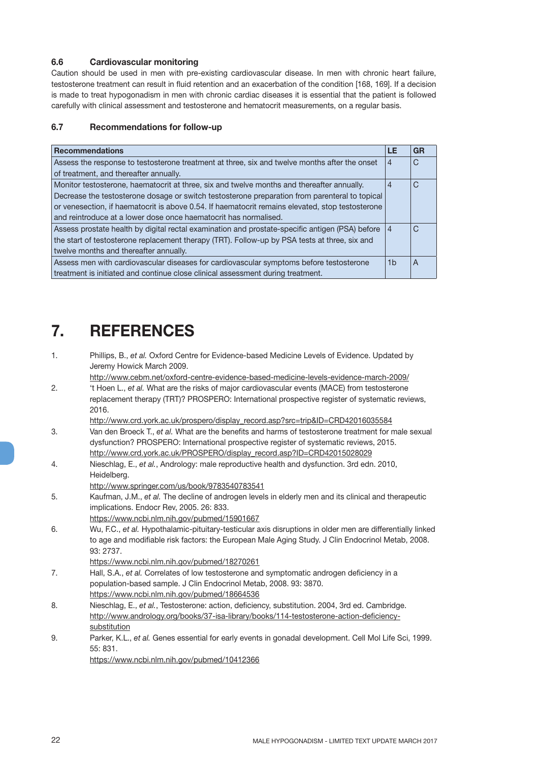### 6.6 Cardiovascular monitoring

Caution should be used in men with pre-existing cardiovascular disease. In men with chronic heart failure, testosterone treatment can result in fluid retention and an exacerbation of the condition [168, 169]. If a decision is made to treat hypogonadism in men with chronic cardiac diseases it is essential that the patient is followed carefully with clinical assessment and testosterone and hematocrit measurements, on a regular basis.

### 6.7 Recommendations for follow-up

| Recommendations | LE | GR |
|---|---|---|
| Assess the response to testosterone treatment at three, six and twelve months after the onset of treatment, and thereafter annually. | 4 | C |
| Monitor testosterone, haematocrit at three, six and twelve months and thereafter annually. Decrease the testosterone dosage or switch testosterone preparation from parenteral to topical or venesection, if haematocrit is above 0.54. If haematocrit remains elevated, stop testosterone and reintroduce at a lower dose once haematocrit has normalised. | 4 | C |
| Assess prostate health by digital rectal examination and prostate-specific antigen (PSA) before the start of testosterone replacement therapy (TRT). Follow-up by PSA tests at three, six and twelve months and thereafter annually. | 4 | C |
| Assess men with cardiovascular diseases for cardiovascular symptoms before testosterone treatment is initiated and continue close clinical assessment during treatment. | 1b | A |

# 7. REFERENCES

1. Phillips, B., *et al.* Oxford Centre for Evidence-based Medicine Levels of Evidence. Updated by Jeremy Howick March 2009.
   http://www.cebm.net/oxford-centre-evidence-based-medicine-levels-evidence-march-2009/
2. 't Hoen L., *et al.* What are the risks of major cardiovascular events (MACE) from testosterone replacement therapy (TRT)? PROSPERO: International prospective register of systematic reviews, 2016.
   http://www.crd.york.ac.uk/prospero/display_record.asp?src=trip&ID=CRD42016035584
3. Van den Broeck T., *et al.* What are the benefits and harms of testosterone treatment for male sexual dysfunction? PROSPERO: International prospective register of systematic reviews, 2015.
   http://www.crd.york.ac.uk/PROSPERO/display_record.asp?ID=CRD42015028029
4. Nieschlag, E., *et al.*, Andrology: male reproductive health and dysfunction. 3rd edn. 2010, Heidelberg.
   http://www.springer.com/us/book/9783540783541
5. Kaufman, J.M., *et al.* The decline of androgen levels in elderly men and its clinical and therapeutic implications. Endocr Rev, 2005. 26: 833.
   https://www.ncbi.nlm.nih.gov/pubmed/15901667
6. Wu, F.C., *et al.* Hypothalamic-pituitary-testicular axis disruptions in older men are differentially linked to age and modifiable risk factors: the European Male Aging Study. J Clin Endocrinol Metab, 2008. 93: 2737.
   https://www.ncbi.nlm.nih.gov/pubmed/18270261
7. Hall, S.A., *et al.* Correlates of low testosterone and symptomatic androgen deficiency in a population-based sample. J Clin Endocrinol Metab, 2008. 93: 3870.
   https://www.ncbi.nlm.nih.gov/pubmed/18664536
8. Nieschlag, E., *et al.*, Testosterone: action, deficiency, substitution. 2004, 3rd ed. Cambridge.
   http://www.andrology.org/books/37-isa-library/books/114-testosterone-action-deficiency-substitution
9. Parker, K.L., *et al.* Genes essential for early events in gonadal development. Cell Mol Life Sci, 1999. 55: 831.
   https://www.ncbi.nlm.nih.gov/pubmed/10412366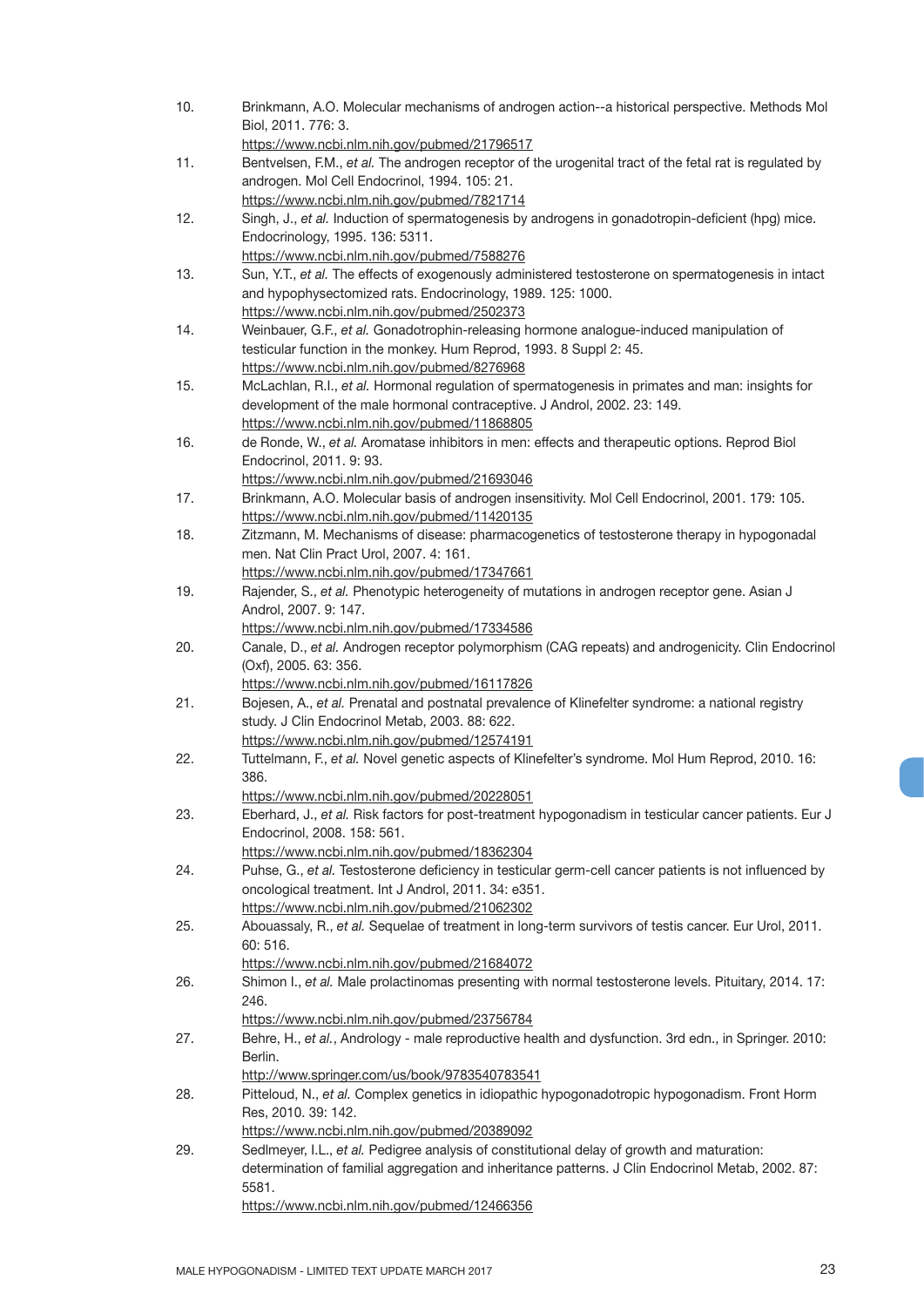10. Brinkmann, A.O. Molecular mechanisms of androgen action--a historical perspective. Methods Mol Biol, 2011. 776: 3.
https://www.ncbi.nlm.nih.gov/pubmed/21796517
11. Bentvelsen, F.M., *et al.* The androgen receptor of the urogenital tract of the fetal rat is regulated by androgen. Mol Cell Endocrinol, 1994. 105: 21.
https://www.ncbi.nlm.nih.gov/pubmed/7821714
12. Singh, J., *et al.* Induction of spermatogenesis by androgens in gonadotropin-deficient (hpg) mice. Endocrinology, 1995. 136: 5311.
https://www.ncbi.nlm.nih.gov/pubmed/7588276
13. Sun, Y.T., *et al.* The effects of exogenously administered testosterone on spermatogenesis in intact and hypophysectomized rats. Endocrinology, 1989. 125: 1000.
https://www.ncbi.nlm.nih.gov/pubmed/2502373
14. Weinbauer, G.F., *et al.* Gonadotrophin-releasing hormone analogue-induced manipulation of testicular function in the monkey. Hum Reprod, 1993. 8 Suppl 2: 45.
https://www.ncbi.nlm.nih.gov/pubmed/8276968
15. McLachlan, R.I., *et al.* Hormonal regulation of spermatogenesis in primates and man: insights for development of the male hormonal contraceptive. J Androl, 2002. 23: 149.
https://www.ncbi.nlm.nih.gov/pubmed/11868805
16. de Ronde, W., *et al.* Aromatase inhibitors in men: effects and therapeutic options. Reprod Biol Endocrinol, 2011. 9: 93.
https://www.ncbi.nlm.nih.gov/pubmed/21693046
17. Brinkmann, A.O. Molecular basis of androgen insensitivity. Mol Cell Endocrinol, 2001. 179: 105.
https://www.ncbi.nlm.nih.gov/pubmed/11420135
18. Zitzmann, M. Mechanisms of disease: pharmacogenetics of testosterone therapy in hypogonadal men. Nat Clin Pract Urol, 2007. 4: 161.
https://www.ncbi.nlm.nih.gov/pubmed/17347661
19. Rajender, S., *et al.* Phenotypic heterogeneity of mutations in androgen receptor gene. Asian J Androl, 2007. 9: 147.
https://www.ncbi.nlm.nih.gov/pubmed/17334586
20. Canale, D., *et al.* Androgen receptor polymorphism (CAG repeats) and androgenicity. Clin Endocrinol (Oxf), 2005. 63: 356.
https://www.ncbi.nlm.nih.gov/pubmed/16117826
21. Bojesen, A., *et al.* Prenatal and postnatal prevalence of Klinefelter syndrome: a national registry study. J Clin Endocrinol Metab, 2003. 88: 622.
https://www.ncbi.nlm.nih.gov/pubmed/12574191
22. Tuttelmann, F., *et al.* Novel genetic aspects of Klinefelter's syndrome. Mol Hum Reprod, 2010. 16: 386.
https://www.ncbi.nlm.nih.gov/pubmed/20228051
23. Eberhard, J., *et al.* Risk factors for post-treatment hypogonadism in testicular cancer patients. Eur J Endocrinol, 2008. 158: 561.
https://www.ncbi.nlm.nih.gov/pubmed/18362304
24. Puhse, G., *et al.* Testosterone deficiency in testicular germ-cell cancer patients is not influenced by oncological treatment. Int J Androl, 2011. 34: e351.
https://www.ncbi.nlm.nih.gov/pubmed/21062302
25. Abouassaly, R., *et al.* Sequelae of treatment in long-term survivors of testis cancer. Eur Urol, 2011. 60: 516.
https://www.ncbi.nlm.nih.gov/pubmed/21684072
26. Shimon I., *et al.* Male prolactinomas presenting with normal testosterone levels. Pituitary, 2014. 17: 246.
https://www.ncbi.nlm.nih.gov/pubmed/23756784
27. Behre, H., *et al.*, Andrology - male reproductive health and dysfunction. 3rd edn., in Springer. 2010: Berlin.
http://www.springer.com/us/book/9783540783541
28. Pitteloud, N., *et al.* Complex genetics in idiopathic hypogonadotropic hypogonadism. Front Horm Res, 2010. 39: 142.
https://www.ncbi.nlm.nih.gov/pubmed/20389092
29. Sedlmeyer, I.L., *et al.* Pedigree analysis of constitutional delay of growth and maturation: determination of familial aggregation and inheritance patterns. J Clin Endocrinol Metab, 2002. 87: 5581.
https://www.ncbi.nlm.nih.gov/pubmed/12466356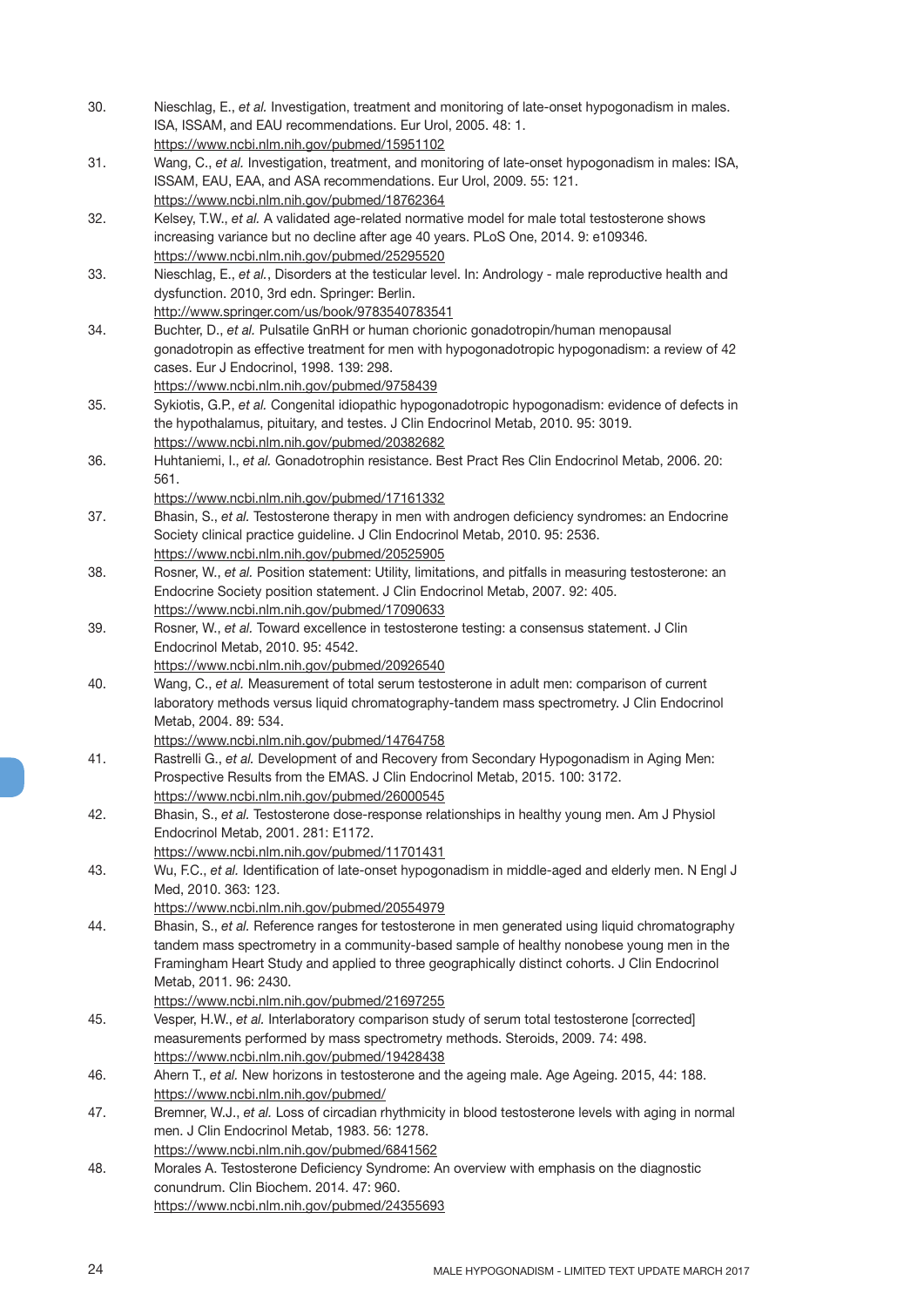30. Nieschlag, E., *et al.* Investigation, treatment and monitoring of late-onset hypogonadism in males. ISA, ISSAM, and EAU recommendations. Eur Urol, 2005. 48: 1.
https://www.ncbi.nlm.nih.gov/pubmed/15951102
31. Wang, C., *et al.* Investigation, treatment, and monitoring of late-onset hypogonadism in males: ISA, ISSAM, EAU, EAA, and ASA recommendations. Eur Urol, 2009. 55: 121.
https://www.ncbi.nlm.nih.gov/pubmed/18762364
32. Kelsey, T.W., *et al.* A validated age-related normative model for male total testosterone shows increasing variance but no decline after age 40 years. PLoS One, 2014. 9: e109346.
https://www.ncbi.nlm.nih.gov/pubmed/25295520
33. Nieschlag, E., *et al.*, Disorders at the testicular level. In: Andrology - male reproductive health and dysfunction. 2010, 3rd edn. Springer: Berlin.
http://www.springer.com/us/book/9783540783541
34. Buchter, D., *et al.* Pulsatile GnRH or human chorionic gonadotropin/human menopausal gonadotropin as effective treatment for men with hypogonadotropic hypogonadism: a review of 42 cases. Eur J Endocrinol, 1998. 139: 298.
https://www.ncbi.nlm.nih.gov/pubmed/9758439
35. Sykiotis, G.P., *et al.* Congenital idiopathic hypogonadotropic hypogonadism: evidence of defects in the hypothalamus, pituitary, and testes. J Clin Endocrinol Metab, 2010. 95: 3019.
https://www.ncbi.nlm.nih.gov/pubmed/20382682
36. Huhtaniemi, I., *et al.* Gonadotrophin resistance. Best Pract Res Clin Endocrinol Metab, 2006. 20: 561.
https://www.ncbi.nlm.nih.gov/pubmed/17161332
37. Bhasin, S., *et al.* Testosterone therapy in men with androgen deficiency syndromes: an Endocrine Society clinical practice guideline. J Clin Endocrinol Metab, 2010. 95: 2536.
https://www.ncbi.nlm.nih.gov/pubmed/20525905
38. Rosner, W., *et al.* Position statement: Utility, limitations, and pitfalls in measuring testosterone: an Endocrine Society position statement. J Clin Endocrinol Metab, 2007. 92: 405.
https://www.ncbi.nlm.nih.gov/pubmed/17090633
39. Rosner, W., *et al.* Toward excellence in testosterone testing: a consensus statement. J Clin Endocrinol Metab, 2010. 95: 4542.
https://www.ncbi.nlm.nih.gov/pubmed/20926540
40. Wang, C., *et al.* Measurement of total serum testosterone in adult men: comparison of current laboratory methods versus liquid chromatography-tandem mass spectrometry. J Clin Endocrinol Metab, 2004. 89: 534.
https://www.ncbi.nlm.nih.gov/pubmed/14764758
41. Rastrelli G., *et al.* Development of and Recovery from Secondary Hypogonadism in Aging Men: Prospective Results from the EMAS. J Clin Endocrinol Metab, 2015. 100: 3172.
https://www.ncbi.nlm.nih.gov/pubmed/26000545
42. Bhasin, S., *et al.* Testosterone dose-response relationships in healthy young men. Am J Physiol Endocrinol Metab, 2001. 281: E1172.
https://www.ncbi.nlm.nih.gov/pubmed/11701431
43. Wu, F.C., *et al.* Identification of late-onset hypogonadism in middle-aged and elderly men. N Engl J Med, 2010. 363: 123.
https://www.ncbi.nlm.nih.gov/pubmed/20554979
44. Bhasin, S., *et al.* Reference ranges for testosterone in men generated using liquid chromatography tandem mass spectrometry in a community-based sample of healthy nonobese young men in the Framingham Heart Study and applied to three geographically distinct cohorts. J Clin Endocrinol Metab, 2011. 96: 2430.
https://www.ncbi.nlm.nih.gov/pubmed/21697255
45. Vesper, H.W., *et al.* Interlaboratory comparison study of serum total testosterone [corrected] measurements performed by mass spectrometry methods. Steroids, 2009. 74: 498.
https://www.ncbi.nlm.nih.gov/pubmed/19428438
46. Ahern T., *et al.* New horizons in testosterone and the ageing male. Age Ageing. 2015, 44: 188.
https://www.ncbi.nlm.nih.gov/pubmed/
47. Bremner, W.J., *et al.* Loss of circadian rhythmicity in blood testosterone levels with aging in normal men. J Clin Endocrinol Metab, 1983. 56: 1278.
https://www.ncbi.nlm.nih.gov/pubmed/6841562
48. Morales A. Testosterone Deficiency Syndrome: An overview with emphasis on the diagnostic conundrum. Clin Biochem. 2014. 47: 960.
https://www.ncbi.nlm.nih.gov/pubmed/24355693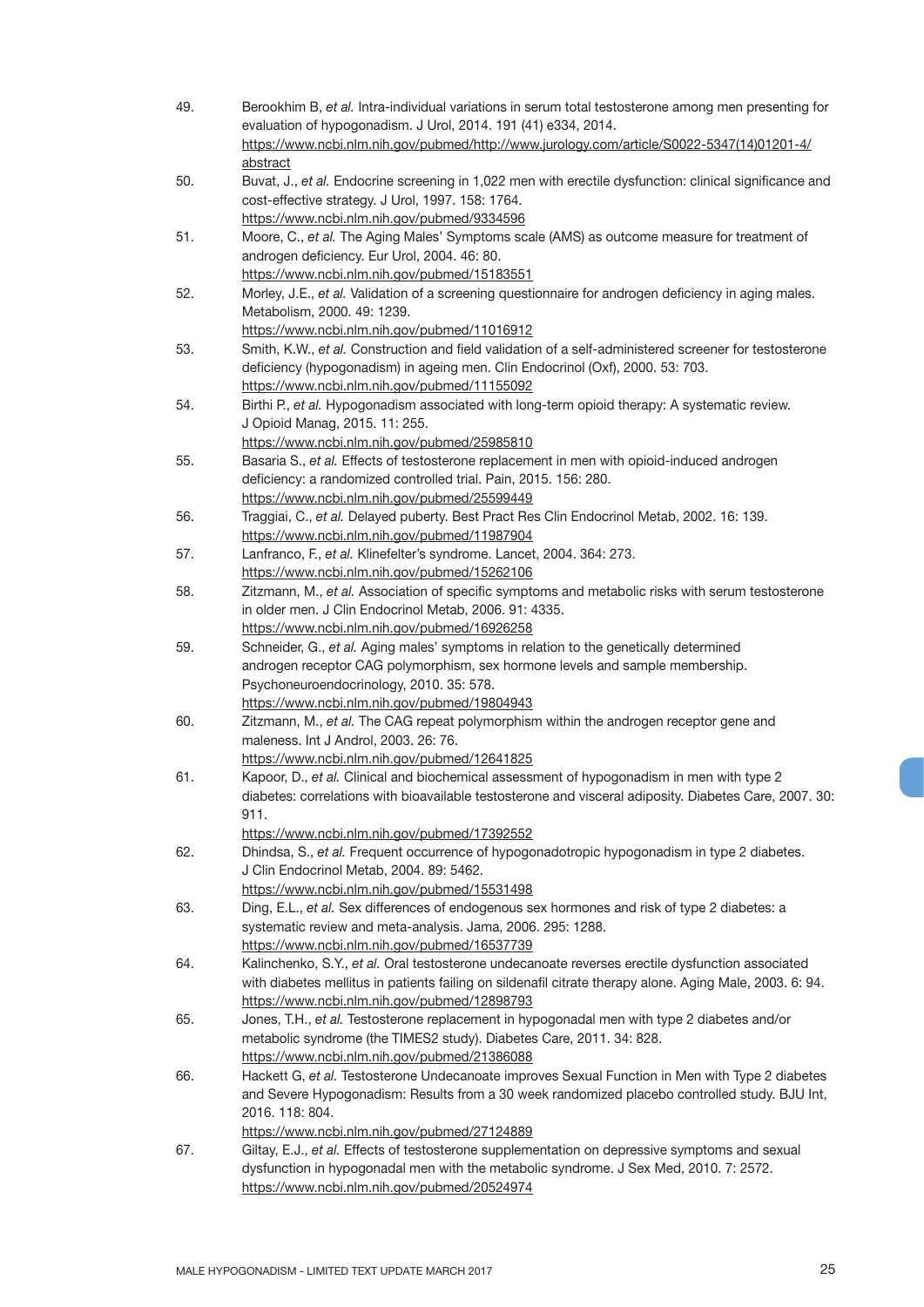49. Berookhim B, *et al.* Intra-individual variations in serum total testosterone among men presenting for evaluation of hypogonadism. J Urol, 2014. 191 (41) e334, 2014.
https://www.ncbi.nlm.nih.gov/pubmed/http://www.jurology.com/article/S0022-5347(14)01201-4/abstract
50. Buvat, J., *et al.* Endocrine screening in 1,022 men with erectile dysfunction: clinical significance and cost-effective strategy. J Urol, 1997. 158: 1764.
https://www.ncbi.nlm.nih.gov/pubmed/9334596
51. Moore, C., *et al.* The Aging Males' Symptoms scale (AMS) as outcome measure for treatment of androgen deficiency. Eur Urol, 2004. 46: 80.
https://www.ncbi.nlm.nih.gov/pubmed/15183551
52. Morley, J.E., *et al.* Validation of a screening questionnaire for androgen deficiency in aging males. Metabolism, 2000. 49: 1239.
https://www.ncbi.nlm.nih.gov/pubmed/11016912
53. Smith, K.W., *et al.* Construction and field validation of a self-administered screener for testosterone deficiency (hypogonadism) in ageing men. Clin Endocrinol (Oxf), 2000. 53: 703.
https://www.ncbi.nlm.nih.gov/pubmed/11155092
54. Birthi P., *et al.* Hypogonadism associated with long-term opioid therapy: A systematic review. J Opioid Manag, 2015. 11: 255.
https://www.ncbi.nlm.nih.gov/pubmed/25985810
55. Basaria S., *et al.* Effects of testosterone replacement in men with opioid-induced androgen deficiency: a randomized controlled trial. Pain, 2015. 156: 280.
https://www.ncbi.nlm.nih.gov/pubmed/25599449
56. Traggiai, C., *et al.* Delayed puberty. Best Pract Res Clin Endocrinol Metab, 2002. 16: 139.
https://www.ncbi.nlm.nih.gov/pubmed/11987904
57. Lanfranco, F., *et al.* Klinefelter's syndrome. Lancet, 2004. 364: 273.
https://www.ncbi.nlm.nih.gov/pubmed/15262106
58. Zitzmann, M., *et al.* Association of specific symptoms and metabolic risks with serum testosterone in older men. J Clin Endocrinol Metab, 2006. 91: 4335.
https://www.ncbi.nlm.nih.gov/pubmed/16926258
59. Schneider, G., *et al.* Aging males' symptoms in relation to the genetically determined androgen receptor CAG polymorphism, sex hormone levels and sample membership. Psychoneuroendocrinology, 2010. 35: 578.
https://www.ncbi.nlm.nih.gov/pubmed/19804943
60. Zitzmann, M., *et al.* The CAG repeat polymorphism within the androgen receptor gene and maleness. Int J Androl, 2003. 26: 76.
https://www.ncbi.nlm.nih.gov/pubmed/12641825
61. Kapoor, D., *et al.* Clinical and biochemical assessment of hypogonadism in men with type 2 diabetes: correlations with bioavailable testosterone and visceral adiposity. Diabetes Care, 2007. 30: 911.
https://www.ncbi.nlm.nih.gov/pubmed/17392552
62. Dhindsa, S., *et al.* Frequent occurrence of hypogonadotropic hypogonadism in type 2 diabetes. J Clin Endocrinol Metab, 2004. 89: 5462.
https://www.ncbi.nlm.nih.gov/pubmed/15531498
63. Ding, E.L., *et al.* Sex differences of endogenous sex hormones and risk of type 2 diabetes: a systematic review and meta-analysis. Jama, 2006. 295: 1288.
https://www.ncbi.nlm.nih.gov/pubmed/16537739
64. Kalinchenko, S.Y., *et al.* Oral testosterone undecanoate reverses erectile dysfunction associated with diabetes mellitus in patients failing on sildenafil citrate therapy alone. Aging Male, 2003. 6: 94.
https://www.ncbi.nlm.nih.gov/pubmed/12898793
65. Jones, T.H., *et al.* Testosterone replacement in hypogonadal men with type 2 diabetes and/or metabolic syndrome (the TIMES2 study). Diabetes Care, 2011. 34: 828.
https://www.ncbi.nlm.nih.gov/pubmed/21386088
66. Hackett G, *et al.* Testosterone Undecanoate improves Sexual Function in Men with Type 2 diabetes and Severe Hypogonadism: Results from a 30 week randomized placebo controlled study. BJU Int, 2016. 118: 804.
https://www.ncbi.nlm.nih.gov/pubmed/27124889
67. Giltay, E.J., *et al.* Effects of testosterone supplementation on depressive symptoms and sexual dysfunction in hypogonadal men with the metabolic syndrome. J Sex Med, 2010. 7: 2572.
https://www.ncbi.nlm.nih.gov/pubmed/20524974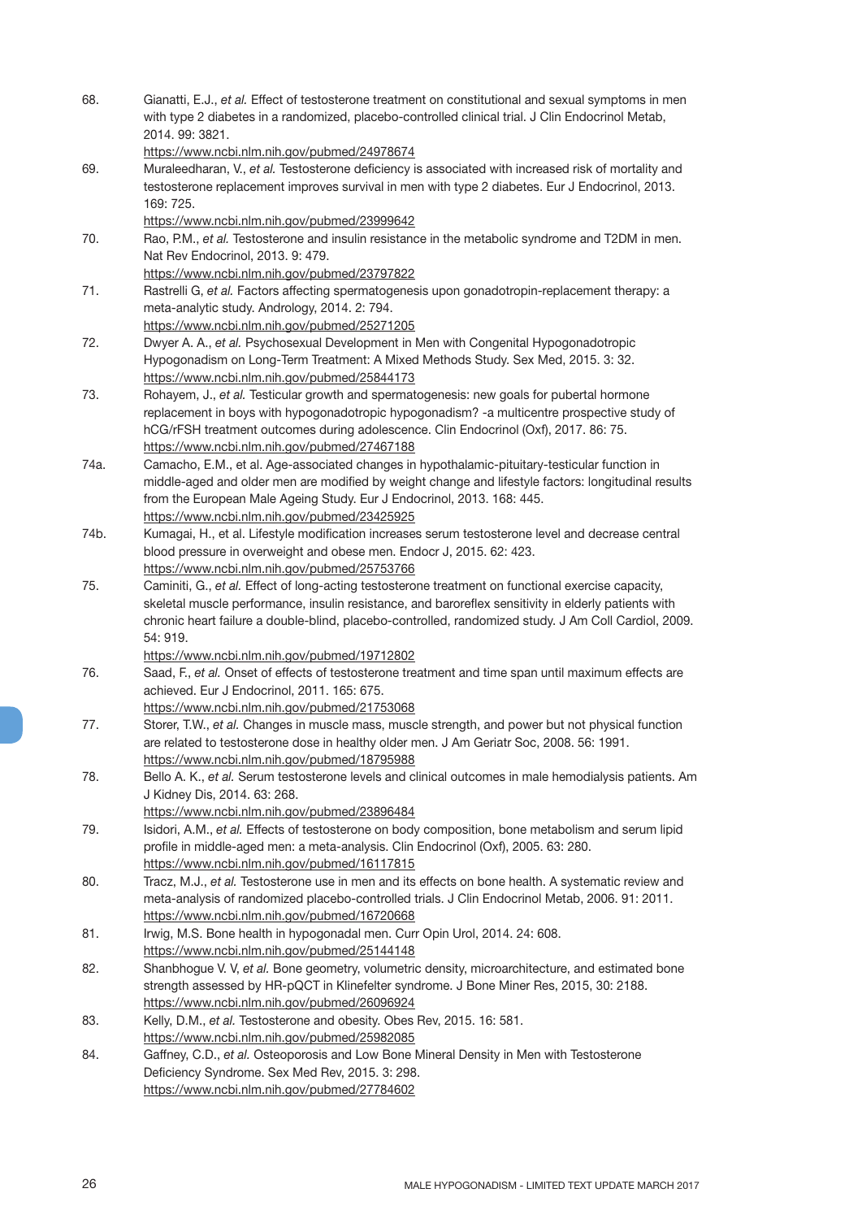68. Gianatti, E.J., *et al.* Effect of testosterone treatment on constitutional and sexual symptoms in men with type 2 diabetes in a randomized, placebo-controlled clinical trial. J Clin Endocrinol Metab, 2014. 99: 3821.
https://www.ncbi.nlm.nih.gov/pubmed/24978674

69. Muraleedharan, V., *et al.* Testosterone deficiency is associated with increased risk of mortality and testosterone replacement improves survival in men with type 2 diabetes. Eur J Endocrinol, 2013. 169: 725.
https://www.ncbi.nlm.nih.gov/pubmed/23999642

70. Rao, P.M., *et al.* Testosterone and insulin resistance in the metabolic syndrome and T2DM in men. Nat Rev Endocrinol, 2013. 9: 479.
https://www.ncbi.nlm.nih.gov/pubmed/23797822

71. Rastrelli G, *et al.* Factors affecting spermatogenesis upon gonadotropin-replacement therapy: a meta-analytic study. Andrology, 2014. 2: 794.
https://www.ncbi.nlm.nih.gov/pubmed/25271205

72. Dwyer A. A., *et al.* Psychosexual Development in Men with Congenital Hypogonadotropic Hypogonadism on Long-Term Treatment: A Mixed Methods Study. Sex Med, 2015. 3: 32.
https://www.ncbi.nlm.nih.gov/pubmed/25844173

73. Rohayem, J., *et al.* Testicular growth and spermatogenesis: new goals for pubertal hormone replacement in boys with hypogonadotropic hypogonadism? -a multicentre prospective study of hCG/rFSH treatment outcomes during adolescence. Clin Endocrinol (Oxf), 2017. 86: 75.
https://www.ncbi.nlm.nih.gov/pubmed/27467188

74a. Camacho, E.M., et al. Age-associated changes in hypothalamic-pituitary-testicular function in middle-aged and older men are modified by weight change and lifestyle factors: longitudinal results from the European Male Ageing Study. Eur J Endocrinol, 2013. 168: 445.
https://www.ncbi.nlm.nih.gov/pubmed/23425925

74b. Kumagai, H., et al. Lifestyle modification increases serum testosterone level and decrease central blood pressure in overweight and obese men. Endocr J, 2015. 62: 423.
https://www.ncbi.nlm.nih.gov/pubmed/25753766

75. Caminiti, G., *et al.* Effect of long-acting testosterone treatment on functional exercise capacity, skeletal muscle performance, insulin resistance, and baroreflex sensitivity in elderly patients with chronic heart failure a double-blind, placebo-controlled, randomized study. J Am Coll Cardiol, 2009. 54: 919.
https://www.ncbi.nlm.nih.gov/pubmed/19712802

76. Saad, F., *et al.* Onset of effects of testosterone treatment and time span until maximum effects are achieved. Eur J Endocrinol, 2011. 165: 675.
https://www.ncbi.nlm.nih.gov/pubmed/21753068

77. Storer, T.W., *et al.* Changes in muscle mass, muscle strength, and power but not physical function are related to testosterone dose in healthy older men. J Am Geriatr Soc, 2008. 56: 1991.
https://www.ncbi.nlm.nih.gov/pubmed/18795988

78. Bello A. K., *et al.* Serum testosterone levels and clinical outcomes in male hemodialysis patients. Am J Kidney Dis, 2014. 63: 268.
https://www.ncbi.nlm.nih.gov/pubmed/23896484

79. Isidori, A.M., *et al.* Effects of testosterone on body composition, bone metabolism and serum lipid profile in middle-aged men: a meta-analysis. Clin Endocrinol (Oxf), 2005. 63: 280.
https://www.ncbi.nlm.nih.gov/pubmed/16117815

80. Tracz, M.J., *et al.* Testosterone use in men and its effects on bone health. A systematic review and meta-analysis of randomized placebo-controlled trials. J Clin Endocrinol Metab, 2006. 91: 2011.
https://www.ncbi.nlm.nih.gov/pubmed/16720668

81. Irwig, M.S. Bone health in hypogonadal men. Curr Opin Urol, 2014. 24: 608.
https://www.ncbi.nlm.nih.gov/pubmed/25144148

82. Shanbhogue V. V, *et al.* Bone geometry, volumetric density, microarchitecture, and estimated bone strength assessed by HR-pQCT in Klinefelter syndrome. J Bone Miner Res, 2015, 30: 2188.
https://www.ncbi.nlm.nih.gov/pubmed/26096924

83. Kelly, D.M., *et al.* Testosterone and obesity. Obes Rev, 2015. 16: 581.
https://www.ncbi.nlm.nih.gov/pubmed/25982085

84. Gaffney, C.D., *et al.* Osteoporosis and Low Bone Mineral Density in Men with Testosterone Deficiency Syndrome. Sex Med Rev, 2015. 3: 298.
https://www.ncbi.nlm.nih.gov/pubmed/27784602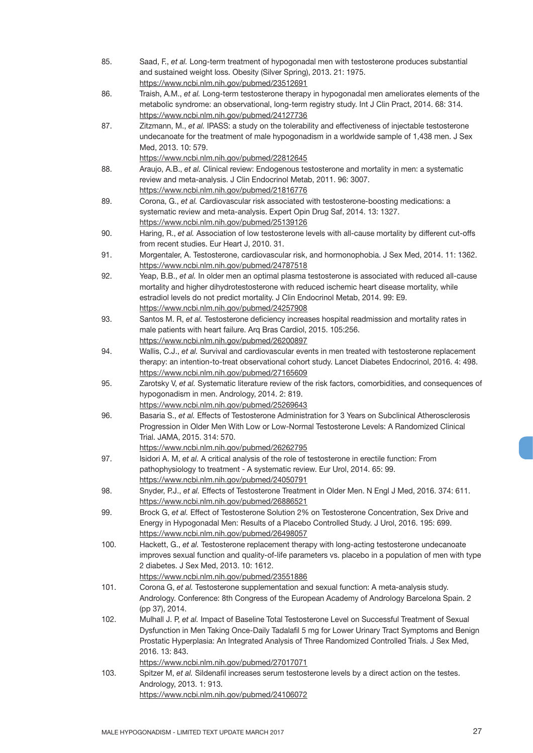85. Saad, F., *et al.* Long-term treatment of hypogonadal men with testosterone produces substantial and sustained weight loss. Obesity (Silver Spring), 2013. 21: 1975.
https://www.ncbi.nlm.nih.gov/pubmed/23512691
86. Traish, A.M., *et al.* Long-term testosterone therapy in hypogonadal men ameliorates elements of the metabolic syndrome: an observational, long-term registry study. Int J Clin Pract, 2014. 68: 314.
https://www.ncbi.nlm.nih.gov/pubmed/24127736
87. Zitzmann, M., *et al.* IPASS: a study on the tolerability and effectiveness of injectable testosterone undecanoate for the treatment of male hypogonadism in a worldwide sample of 1,438 men. J Sex Med, 2013. 10: 579.
https://www.ncbi.nlm.nih.gov/pubmed/22812645
88. Araujo, A.B., *et al.* Clinical review: Endogenous testosterone and mortality in men: a systematic review and meta-analysis. J Clin Endocrinol Metab, 2011. 96: 3007.
https://www.ncbi.nlm.nih.gov/pubmed/21816776
89. Corona, G., *et al.* Cardiovascular risk associated with testosterone-boosting medications: a systematic review and meta-analysis. Expert Opin Drug Saf, 2014. 13: 1327.
https://www.ncbi.nlm.nih.gov/pubmed/25139126
90. Haring, R., *et al.* Association of low testosterone levels with all-cause mortality by different cut-offs from recent studies. Eur Heart J, 2010. 31.
91. Morgentaler, A. Testosterone, cardiovascular risk, and hormonophobia. J Sex Med, 2014. 11: 1362.
https://www.ncbi.nlm.nih.gov/pubmed/24787518
92. Yeap, B.B., *et al.* In older men an optimal plasma testosterone is associated with reduced all-cause mortality and higher dihydrotestosterone with reduced ischemic heart disease mortality, while estradiol levels do not predict mortality. J Clin Endocrinol Metab, 2014. 99: E9.
https://www.ncbi.nlm.nih.gov/pubmed/24257908
93. Santos M. R, *et al.* Testosterone deficiency increases hospital readmission and mortality rates in male patients with heart failure. Arq Bras Cardiol, 2015. 105:256.
https://www.ncbi.nlm.nih.gov/pubmed/26200897
94. Wallis, C.J., *et al.* Survival and cardiovascular events in men treated with testosterone replacement therapy: an intention-to-treat observational cohort study. Lancet Diabetes Endocrinol, 2016. 4: 498.
https://www.ncbi.nlm.nih.gov/pubmed/27165609
95. Zarotsky V, *et al.* Systematic literature review of the risk factors, comorbidities, and consequences of hypogonadism in men. Andrology, 2014. 2: 819.
https://www.ncbi.nlm.nih.gov/pubmed/25269643
96. Basaria S., *et al.* Effects of Testosterone Administration for 3 Years on Subclinical Atherosclerosis Progression in Older Men With Low or Low-Normal Testosterone Levels: A Randomized Clinical Trial. JAMA, 2015. 314: 570.
https://www.ncbi.nlm.nih.gov/pubmed/26262795
97. Isidori A. M, *et al.* A critical analysis of the role of testosterone in erectile function: From pathophysiology to treatment - A systematic review. Eur Urol, 2014. 65: 99.
https://www.ncbi.nlm.nih.gov/pubmed/24050791
98. Snyder, P.J., *et al.* Effects of Testosterone Treatment in Older Men. N Engl J Med, 2016. 374: 611.
https://www.ncbi.nlm.nih.gov/pubmed/26886521
99. Brock G, *et al.* Effect of Testosterone Solution 2% on Testosterone Concentration, Sex Drive and Energy in Hypogonadal Men: Results of a Placebo Controlled Study. J Urol, 2016. 195: 699.
https://www.ncbi.nlm.nih.gov/pubmed/26498057
100. Hackett, G., *et al.* Testosterone replacement therapy with long-acting testosterone undecanoate improves sexual function and quality-of-life parameters vs. placebo in a population of men with type 2 diabetes. J Sex Med, 2013. 10: 1612.
https://www.ncbi.nlm.nih.gov/pubmed/23551886
101. Corona G, *et al.* Testosterone supplementation and sexual function: A meta-analysis study. Andrology. Conference: 8th Congress of the European Academy of Andrology Barcelona Spain. 2 (pp 37), 2014.
102. Mulhall J. P, *et al.* Impact of Baseline Total Testosterone Level on Successful Treatment of Sexual Dysfunction in Men Taking Once-Daily Tadalafil 5 mg for Lower Urinary Tract Symptoms and Benign Prostatic Hyperplasia: An Integrated Analysis of Three Randomized Controlled Trials. J Sex Med, 2016. 13: 843.
https://www.ncbi.nlm.nih.gov/pubmed/27017071
103. Spitzer M, *et al.* Sildenafil increases serum testosterone levels by a direct action on the testes. Andrology, 2013. 1: 913.
https://www.ncbi.nlm.nih.gov/pubmed/24106072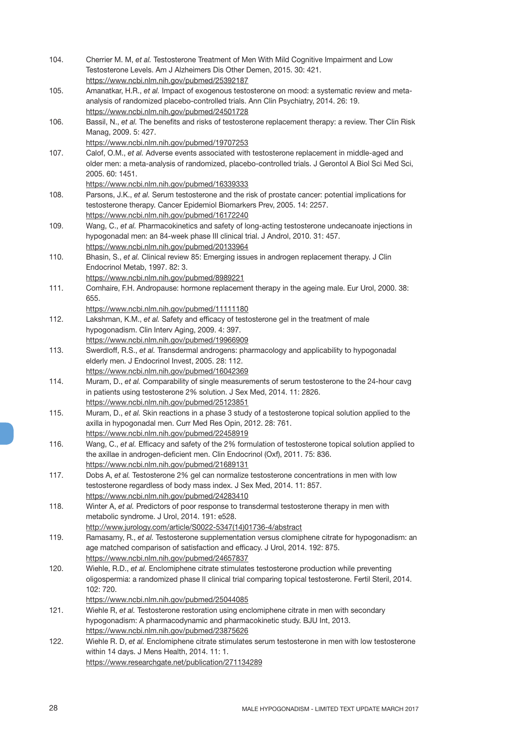104. Cherrier M. M, *et al.* Testosterone Treatment of Men With Mild Cognitive Impairment and Low Testosterone Levels. Am J Alzheimers Dis Other Demen, 2015. 30: 421.
https://www.ncbi.nlm.nih.gov/pubmed/25392187

105. Amanatkar, H.R., *et al.* Impact of exogenous testosterone on mood: a systematic review and meta-analysis of randomized placebo-controlled trials. Ann Clin Psychiatry, 2014. 26: 19.
https://www.ncbi.nlm.nih.gov/pubmed/24501728

106. Bassil, N., *et al.* The benefits and risks of testosterone replacement therapy: a review. Ther Clin Risk Manag, 2009. 5: 427.
https://www.ncbi.nlm.nih.gov/pubmed/19707253

107. Calof, O.M., *et al.* Adverse events associated with testosterone replacement in middle-aged and older men: a meta-analysis of randomized, placebo-controlled trials. J Gerontol A Biol Sci Med Sci, 2005. 60: 1451.
https://www.ncbi.nlm.nih.gov/pubmed/16339333

108. Parsons, J.K., *et al.* Serum testosterone and the risk of prostate cancer: potential implications for testosterone therapy. Cancer Epidemiol Biomarkers Prev, 2005. 14: 2257.
https://www.ncbi.nlm.nih.gov/pubmed/16172240

109. Wang, C., *et al.* Pharmacokinetics and safety of long-acting testosterone undecanoate injections in hypogonadal men: an 84-week phase III clinical trial. J Androl, 2010. 31: 457.
https://www.ncbi.nlm.nih.gov/pubmed/20133964

110. Bhasin, S., *et al.* Clinical review 85: Emerging issues in androgen replacement therapy. J Clin Endocrinol Metab, 1997. 82: 3.
https://www.ncbi.nlm.nih.gov/pubmed/8989221

111. Comhaire, F.H. Andropause: hormone replacement therapy in the ageing male. Eur Urol, 2000. 38: 655.
https://www.ncbi.nlm.nih.gov/pubmed/11111180

112. Lakshman, K.M., *et al.* Safety and efficacy of testosterone gel in the treatment of male hypogonadism. Clin Interv Aging, 2009. 4: 397.
https://www.ncbi.nlm.nih.gov/pubmed/19966909

113. Swerdloff, R.S., *et al.* Transdermal androgens: pharmacology and applicability to hypogonadal elderly men. J Endocrinol Invest, 2005. 28: 112.
https://www.ncbi.nlm.nih.gov/pubmed/16042369

114. Muram, D., *et al.* Comparability of single measurements of serum testosterone to the 24-hour cavg in patients using testosterone 2% solution. J Sex Med, 2014. 11: 2826.
https://www.ncbi.nlm.nih.gov/pubmed/25123851

115. Muram, D., *et al.* Skin reactions in a phase 3 study of a testosterone topical solution applied to the axilla in hypogonadal men. Curr Med Res Opin, 2012. 28: 761.
https://www.ncbi.nlm.nih.gov/pubmed/22458919

116. Wang, C., *et al.* Efficacy and safety of the 2% formulation of testosterone topical solution applied to the axillae in androgen-deficient men. Clin Endocrinol (Oxf), 2011. 75: 836.
https://www.ncbi.nlm.nih.gov/pubmed/21689131

117. Dobs A, *et al.* Testosterone 2% gel can normalize testosterone concentrations in men with low testosterone regardless of body mass index. J Sex Med, 2014. 11: 857.
https://www.ncbi.nlm.nih.gov/pubmed/24283410

118. Winter A, *et al.* Predictors of poor response to transdermal testosterone therapy in men with metabolic syndrome. J Urol, 2014. 191: e528.
http://www.jurology.com/article/S0022-5347(14)01736-4/abstract

119. Ramasamy, R., *et al.* Testosterone supplementation versus clomiphene citrate for hypogonadism: an age matched comparison of satisfaction and efficacy. J Urol, 2014. 192: 875.
https://www.ncbi.nlm.nih.gov/pubmed/24657837

120. Wiehle, R.D., *et al.* Enclomiphene citrate stimulates testosterone production while preventing oligospermia: a randomized phase II clinical trial comparing topical testosterone. Fertil Steril, 2014. 102: 720.
https://www.ncbi.nlm.nih.gov/pubmed/25044085

121. Wiehle R, *et al.* Testosterone restoration using enclomiphene citrate in men with secondary hypogonadism: A pharmacodynamic and pharmacokinetic study. BJU Int, 2013.
https://www.ncbi.nlm.nih.gov/pubmed/23875626

122. Wiehle R. D, *et al.* Enclomiphene citrate stimulates serum testosterone in men with low testosterone within 14 days. J Mens Health, 2014. 11: 1.
https://www.researchgate.net/publication/271134289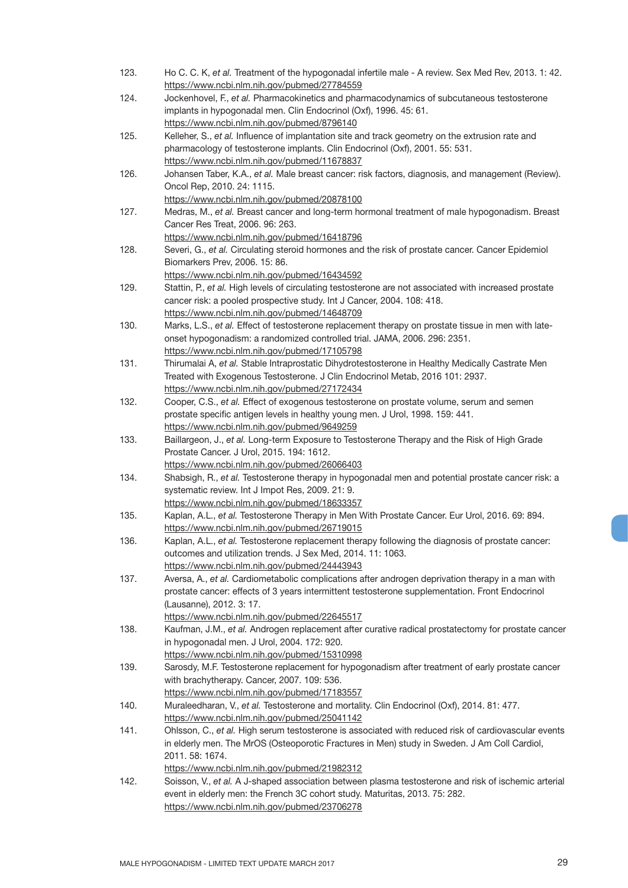123. Ho C. C. K, *et al.* Treatment of the hypogonadal infertile male - A review. Sex Med Rev, 2013. 1: 42. https://www.ncbi.nlm.nih.gov/pubmed/27784559
124. Jockenhovel, F., *et al.* Pharmacokinetics and pharmacodynamics of subcutaneous testosterone implants in hypogonadal men. Clin Endocrinol (Oxf), 1996. 45: 61. https://www.ncbi.nlm.nih.gov/pubmed/8796140
125. Kelleher, S., *et al.* Influence of implantation site and track geometry on the extrusion rate and pharmacology of testosterone implants. Clin Endocrinol (Oxf), 2001. 55: 531. https://www.ncbi.nlm.nih.gov/pubmed/11678837
126. Johansen Taber, K.A., *et al.* Male breast cancer: risk factors, diagnosis, and management (Review). Oncol Rep, 2010. 24: 1115. https://www.ncbi.nlm.nih.gov/pubmed/20878100
127. Medras, M., *et al.* Breast cancer and long-term hormonal treatment of male hypogonadism. Breast Cancer Res Treat, 2006. 96: 263. https://www.ncbi.nlm.nih.gov/pubmed/16418796
128. Severi, G., *et al.* Circulating steroid hormones and the risk of prostate cancer. Cancer Epidemiol Biomarkers Prev, 2006. 15: 86. https://www.ncbi.nlm.nih.gov/pubmed/16434592
129. Stattin, P., *et al.* High levels of circulating testosterone are not associated with increased prostate cancer risk: a pooled prospective study. Int J Cancer, 2004. 108: 418. https://www.ncbi.nlm.nih.gov/pubmed/14648709
130. Marks, L.S., *et al.* Effect of testosterone replacement therapy on prostate tissue in men with late-onset hypogonadism: a randomized controlled trial. JAMA, 2006. 296: 2351. https://www.ncbi.nlm.nih.gov/pubmed/17105798
131. Thirumalai A, *et al.* Stable Intraprostatic Dihydrotestosterone in Healthy Medically Castrate Men Treated with Exogenous Testosterone. J Clin Endocrinol Metab, 2016 101: 2937. https://www.ncbi.nlm.nih.gov/pubmed/27172434
132. Cooper, C.S., *et al.* Effect of exogenous testosterone on prostate volume, serum and semen prostate specific antigen levels in healthy young men. J Urol, 1998. 159: 441. https://www.ncbi.nlm.nih.gov/pubmed/9649259
133. Baillargeon, J., *et al.* Long-term Exposure to Testosterone Therapy and the Risk of High Grade Prostate Cancer. J Urol, 2015. 194: 1612. https://www.ncbi.nlm.nih.gov/pubmed/26066403
134. Shabsigh, R., *et al.* Testosterone therapy in hypogonadal men and potential prostate cancer risk: a systematic review. Int J Impot Res, 2009. 21: 9. https://www.ncbi.nlm.nih.gov/pubmed/18633357
135. Kaplan, A.L., *et al.* Testosterone Therapy in Men With Prostate Cancer. Eur Urol, 2016. 69: 894. https://www.ncbi.nlm.nih.gov/pubmed/26719015
136. Kaplan, A.L., *et al.* Testosterone replacement therapy following the diagnosis of prostate cancer: outcomes and utilization trends. J Sex Med, 2014. 11: 1063. https://www.ncbi.nlm.nih.gov/pubmed/24443943
137. Aversa, A., *et al.* Cardiometabolic complications after androgen deprivation therapy in a man with prostate cancer: effects of 3 years intermittent testosterone supplementation. Front Endocrinol (Lausanne), 2012. 3: 17. https://www.ncbi.nlm.nih.gov/pubmed/22645517
138. Kaufman, J.M., *et al.* Androgen replacement after curative radical prostatectomy for prostate cancer in hypogonadal men. J Urol, 2004. 172: 920. https://www.ncbi.nlm.nih.gov/pubmed/15310998
139. Sarosdy, M.F. Testosterone replacement for hypogonadism after treatment of early prostate cancer with brachytherapy. Cancer, 2007. 109: 536. https://www.ncbi.nlm.nih.gov/pubmed/17183557
140. Muraleedharan, V., *et al.* Testosterone and mortality. Clin Endocrinol (Oxf), 2014. 81: 477. https://www.ncbi.nlm.nih.gov/pubmed/25041142
141. Ohlsson, C., *et al.* High serum testosterone is associated with reduced risk of cardiovascular events in elderly men. The MrOS (Osteoporotic Fractures in Men) study in Sweden. J Am Coll Cardiol, 2011. 58: 1674. https://www.ncbi.nlm.nih.gov/pubmed/21982312
142. Soisson, V., *et al.* A J-shaped association between plasma testosterone and risk of ischemic arterial event in elderly men: the French 3C cohort study. Maturitas, 2013. 75: 282. https://www.ncbi.nlm.nih.gov/pubmed/23706278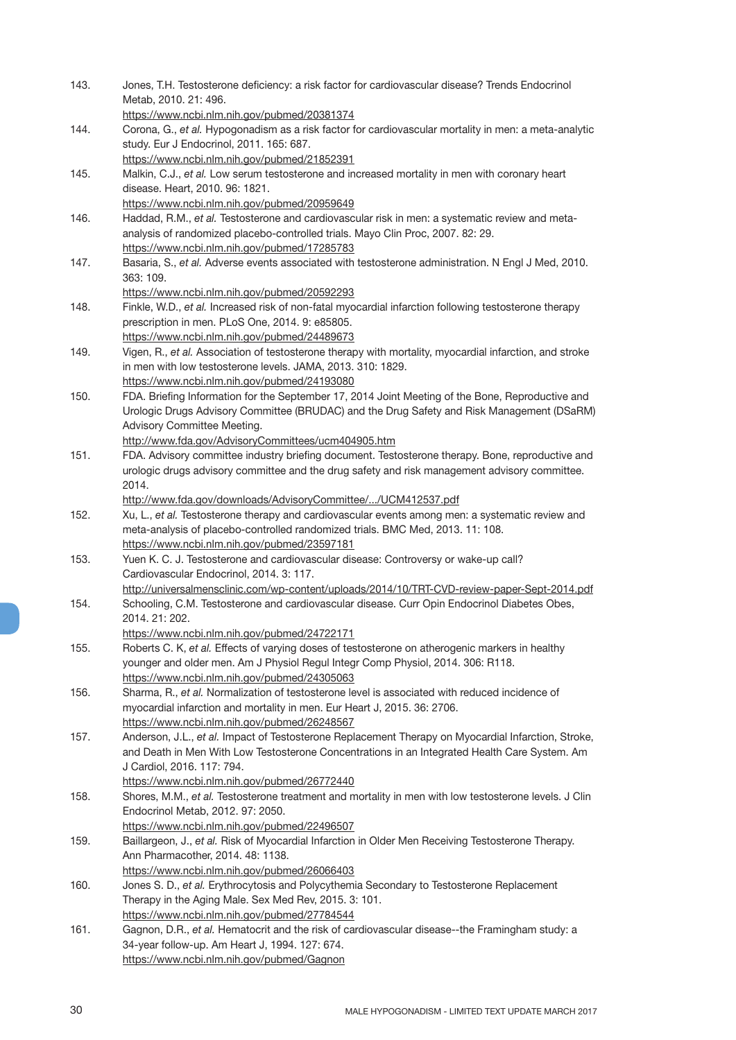143. Jones, T.H. Testosterone deficiency: a risk factor for cardiovascular disease? Trends Endocrinol Metab, 2010. 21: 496.
https://www.ncbi.nlm.nih.gov/pubmed/20381374

144. Corona, G., *et al.* Hypogonadism as a risk factor for cardiovascular mortality in men: a meta-analytic study. Eur J Endocrinol, 2011. 165: 687.
https://www.ncbi.nlm.nih.gov/pubmed/21852391

145. Malkin, C.J., *et al.* Low serum testosterone and increased mortality in men with coronary heart disease. Heart, 2010. 96: 1821.
https://www.ncbi.nlm.nih.gov/pubmed/20959649

146. Haddad, R.M., *et al.* Testosterone and cardiovascular risk in men: a systematic review and meta-analysis of randomized placebo-controlled trials. Mayo Clin Proc, 2007. 82: 29.
https://www.ncbi.nlm.nih.gov/pubmed/17285783

147. Basaria, S., *et al.* Adverse events associated with testosterone administration. N Engl J Med, 2010. 363: 109.
https://www.ncbi.nlm.nih.gov/pubmed/20592293

148. Finkle, W.D., *et al.* Increased risk of non-fatal myocardial infarction following testosterone therapy prescription in men. PLoS One, 2014. 9: e85805.
https://www.ncbi.nlm.nih.gov/pubmed/24489673

149. Vigen, R., *et al.* Association of testosterone therapy with mortality, myocardial infarction, and stroke in men with low testosterone levels. JAMA, 2013. 310: 1829.
https://www.ncbi.nlm.nih.gov/pubmed/24193080

150. FDA. Briefing Information for the September 17, 2014 Joint Meeting of the Bone, Reproductive and Urologic Drugs Advisory Committee (BRUDAC) and the Drug Safety and Risk Management (DSaRM) Advisory Committee Meeting.
http://www.fda.gov/AdvisoryCommittees/ucm404905.htm

151. FDA. Advisory committee industry briefing document. Testosterone therapy. Bone, reproductive and urologic drugs advisory committee and the drug safety and risk management advisory committee. 2014.
http://www.fda.gov/downloads/AdvisoryCommittee/.../UCM412537.pdf

152. Xu, L., *et al.* Testosterone therapy and cardiovascular events among men: a systematic review and meta-analysis of placebo-controlled randomized trials. BMC Med, 2013. 11: 108.
https://www.ncbi.nlm.nih.gov/pubmed/23597181

153. Yuen K. C. J. Testosterone and cardiovascular disease: Controversy or wake-up call? Cardiovascular Endocrinol, 2014. 3: 117.
http://universalmensclinic.com/wp-content/uploads/2014/10/TRT-CVD-review-paper-Sept-2014.pdf

154. Schooling, C.M. Testosterone and cardiovascular disease. Curr Opin Endocrinol Diabetes Obes, 2014. 21: 202.
https://www.ncbi.nlm.nih.gov/pubmed/24722171

155. Roberts C. K, *et al.* Effects of varying doses of testosterone on atherogenic markers in healthy younger and older men. Am J Physiol Regul Integr Comp Physiol, 2014. 306: R118.
https://www.ncbi.nlm.nih.gov/pubmed/24305063

156. Sharma, R., *et al.* Normalization of testosterone level is associated with reduced incidence of myocardial infarction and mortality in men. Eur Heart J, 2015. 36: 2706.
https://www.ncbi.nlm.nih.gov/pubmed/26248567

157. Anderson, J.L., *et al.* Impact of Testosterone Replacement Therapy on Myocardial Infarction, Stroke, and Death in Men With Low Testosterone Concentrations in an Integrated Health Care System. Am J Cardiol, 2016. 117: 794.
https://www.ncbi.nlm.nih.gov/pubmed/26772440

158. Shores, M.M., *et al.* Testosterone treatment and mortality in men with low testosterone levels. J Clin Endocrinol Metab, 2012. 97: 2050.
https://www.ncbi.nlm.nih.gov/pubmed/22496507

159. Baillargeon, J., *et al.* Risk of Myocardial Infarction in Older Men Receiving Testosterone Therapy. Ann Pharmacother, 2014. 48: 1138.
https://www.ncbi.nlm.nih.gov/pubmed/26066403

160. Jones S. D., *et al.* Erythrocytosis and Polycythemia Secondary to Testosterone Replacement Therapy in the Aging Male. Sex Med Rev, 2015. 3: 101.
https://www.ncbi.nlm.nih.gov/pubmed/27784544

161. Gagnon, D.R., *et al.* Hematocrit and the risk of cardiovascular disease--the Framingham study: a 34-year follow-up. Am Heart J, 1994. 127: 674.
https://www.ncbi.nlm.nih.gov/pubmed/Gagnon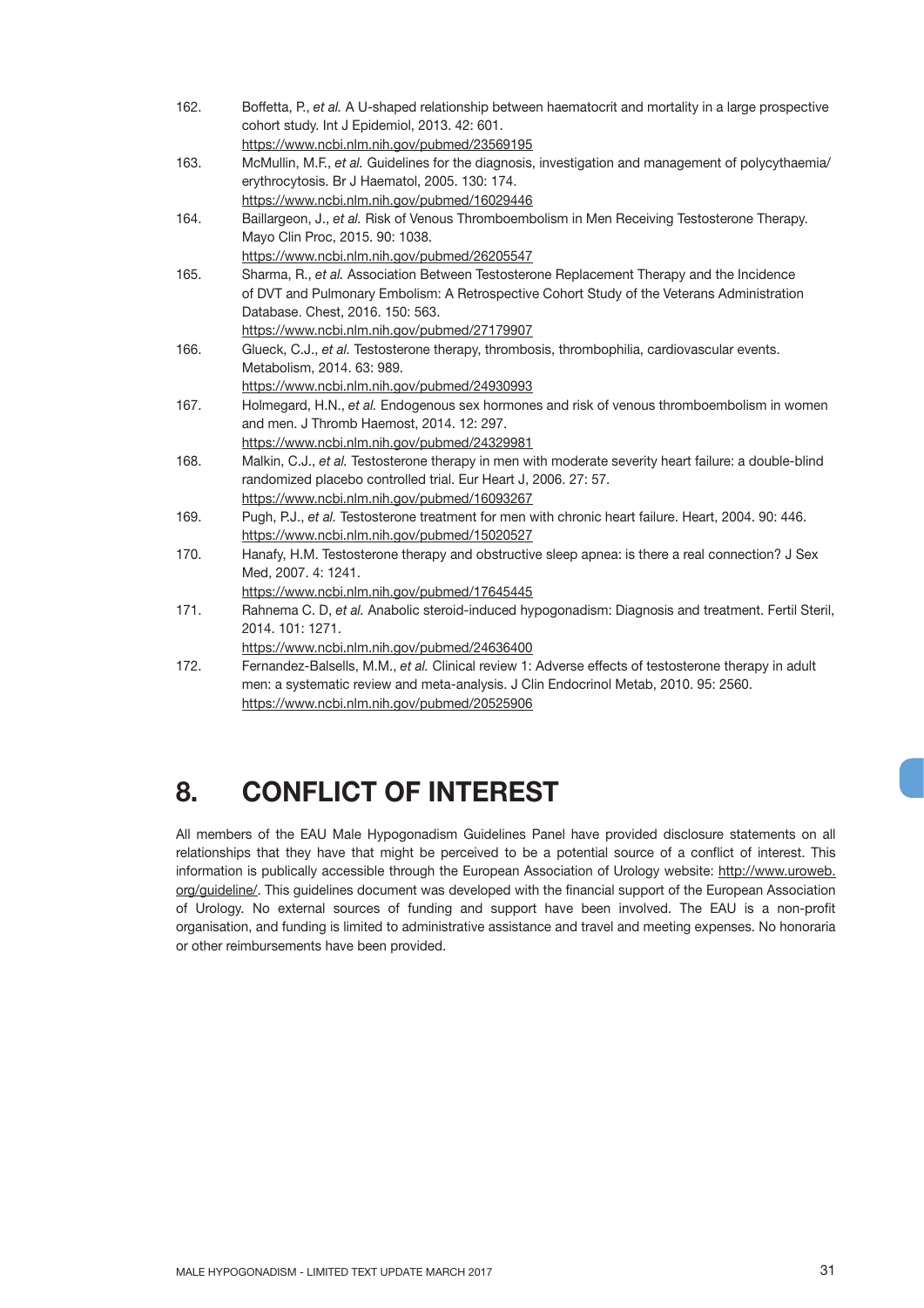162. Boffetta, P., *et al.* A U-shaped relationship between haematocrit and mortality in a large prospective cohort study. Int J Epidemiol, 2013. 42: 601.
https://www.ncbi.nlm.nih.gov/pubmed/23569195
163. McMullin, M.F., *et al.* Guidelines for the diagnosis, investigation and management of polycythaemia/erythrocytosis. Br J Haematol, 2005. 130: 174.
https://www.ncbi.nlm.nih.gov/pubmed/16029446
164. Baillargeon, J., *et al.* Risk of Venous Thromboembolism in Men Receiving Testosterone Therapy. Mayo Clin Proc, 2015. 90: 1038.
https://www.ncbi.nlm.nih.gov/pubmed/26205547
165. Sharma, R., *et al.* Association Between Testosterone Replacement Therapy and the Incidence of DVT and Pulmonary Embolism: A Retrospective Cohort Study of the Veterans Administration Database. Chest, 2016. 150: 563.
https://www.ncbi.nlm.nih.gov/pubmed/27179907
166. Glueck, C.J., *et al.* Testosterone therapy, thrombosis, thrombophilia, cardiovascular events. Metabolism, 2014. 63: 989.
https://www.ncbi.nlm.nih.gov/pubmed/24930993
167. Holmegard, H.N., *et al.* Endogenous sex hormones and risk of venous thromboembolism in women and men. J Thromb Haemost, 2014. 12: 297.
https://www.ncbi.nlm.nih.gov/pubmed/24329981
168. Malkin, C.J., *et al.* Testosterone therapy in men with moderate severity heart failure: a double-blind randomized placebo controlled trial. Eur Heart J, 2006. 27: 57.
https://www.ncbi.nlm.nih.gov/pubmed/16093267
169. Pugh, P.J., *et al.* Testosterone treatment for men with chronic heart failure. Heart, 2004. 90: 446.
https://www.ncbi.nlm.nih.gov/pubmed/15020527
170. Hanafy, H.M. Testosterone therapy and obstructive sleep apnea: is there a real connection? J Sex Med, 2007. 4: 1241.
https://www.ncbi.nlm.nih.gov/pubmed/17645445
171. Rahnema C. D, *et al.* Anabolic steroid-induced hypogonadism: Diagnosis and treatment. Fertil Steril, 2014. 101: 1271.
https://www.ncbi.nlm.nih.gov/pubmed/24636400
172. Fernandez-Balsells, M.M., *et al.* Clinical review 1: Adverse effects of testosterone therapy in adult men: a systematic review and meta-analysis. J Clin Endocrinol Metab, 2010. 95: 2560.
https://www.ncbi.nlm.nih.gov/pubmed/20525906

# 8. CONFLICT OF INTEREST

All members of the EAU Male Hypogonadism Guidelines Panel have provided disclosure statements on all relationships that they have that might be perceived to be a potential source of a conflict of interest. This information is publically accessible through the European Association of Urology website: http://www.uroweb.org/guideline/. This guidelines document was developed with the financial support of the European Association of Urology. No external sources of funding and support have been involved. The EAU is a non-profit organisation, and funding is limited to administrative assistance and travel and meeting expenses. No honoraria or other reimbursements have been provided.